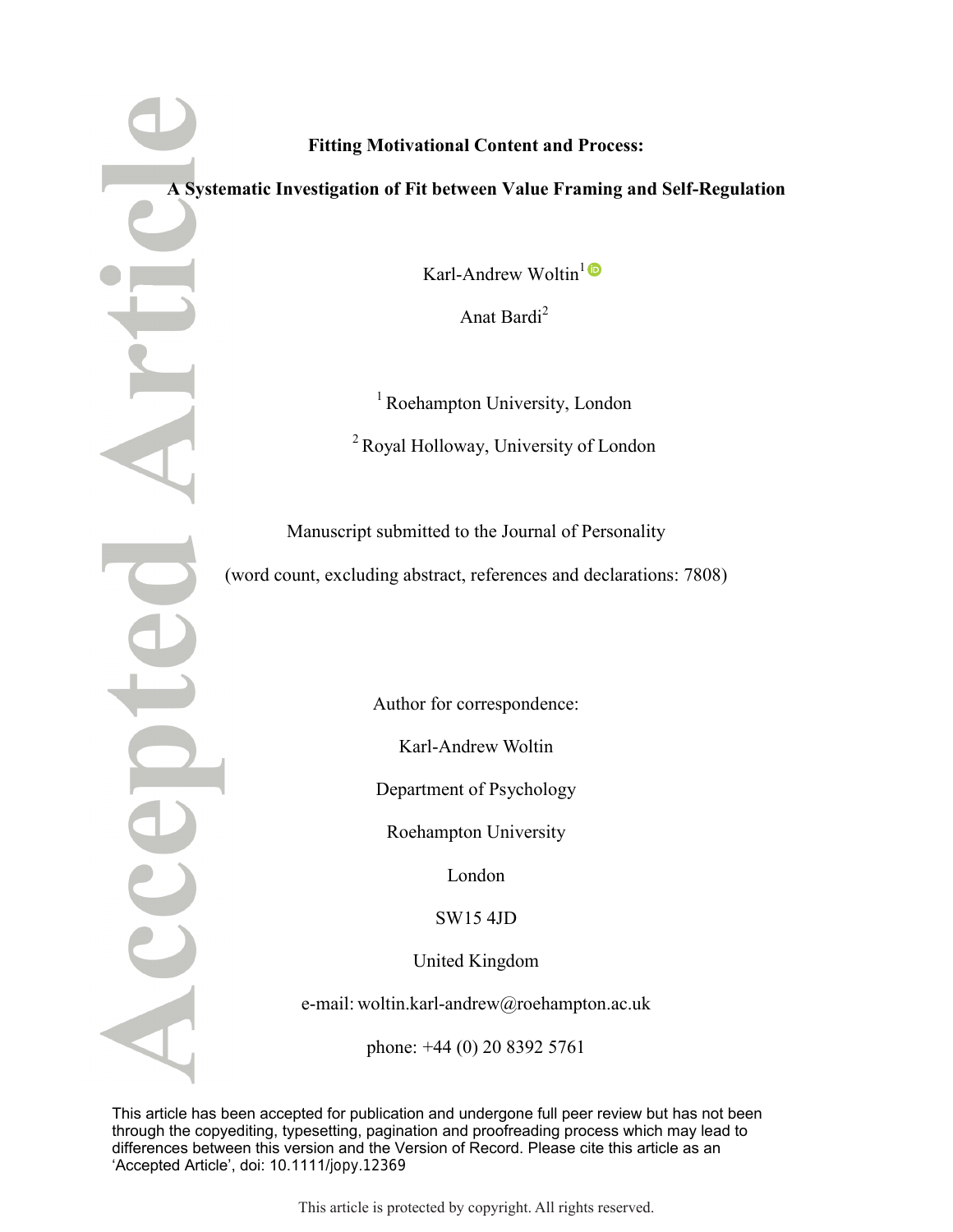# Fitting Motivational Content and Process:

# A Systematic Investigation of Fit between Value Framing and Self-Regulation

Karl-Andrew Woltin[1]

Anat Bardi[2]

[1] Roehampton University, London

[2] Royal Holloway, University of London

Manuscript submitted to the Journal of Personality

(word count, excluding abstract, references and declarations: 7808)

Author for correspondence:

Karl-Andrew Woltin

Department of Psychology

Roehampton University

London

SW15 4JD

United Kingdom

e-mail: woltin.karl-andrew@roehampton.ac.uk

phone: +44 (0) 20 8392 5761

This article has been accepted for publication and undergone full peer review but has not been through the copyediting, typesetting, pagination and proofreading process which may lead to differences between this version and the Version of Record. Please cite this article as an 'Accepted Article', doi: 10.1111/jopy.12369

This article is protected by copyright. All rights reserved.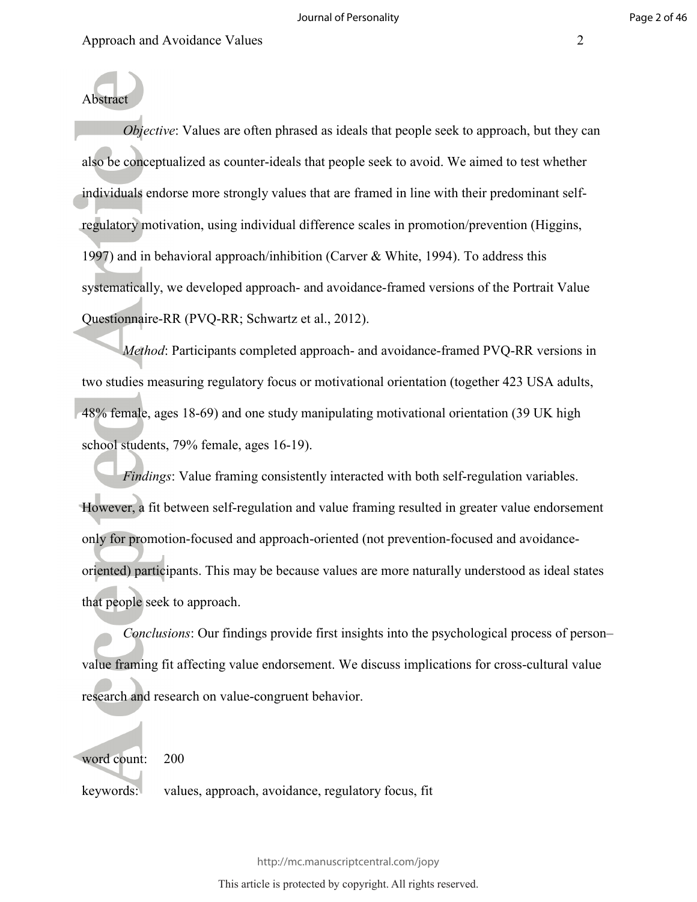Abstract

*Objective*: Values are often phrased as ideals that people seek to approach, but they can also be conceptualized as counter-ideals that people seek to avoid. We aimed to test whether individuals endorse more strongly values that are framed in line with their predominant self-regulatory motivation, using individual difference scales in promotion/prevention (Higgins, 1997) and in behavioral approach/inhibition (Carver & White, 1994). To address this systematically, we developed approach- and avoidance-framed versions of the Portrait Value Questionnaire-RR (PVQ-RR; Schwartz et al., 2012).

*Method*: Participants completed approach- and avoidance-framed PVQ-RR versions in two studies measuring regulatory focus or motivational orientation (together 423 USA adults, 48% female, ages 18-69) and one study manipulating motivational orientation (39 UK high school students, 79% female, ages 16-19).

*Findings*: Value framing consistently interacted with both self-regulation variables. However, a fit between self-regulation and value framing resulted in greater value endorsement only for promotion-focused and approach-oriented (not prevention-focused and avoidance-oriented) participants. This may be because values are more naturally understood as ideal states that people seek to approach.

*Conclusions*: Our findings provide first insights into the psychological process of person–value framing fit affecting value endorsement. We discuss implications for cross-cultural value research and research on value-congruent behavior.

word count: 200

keywords: values, approach, avoidance, regulatory focus, fit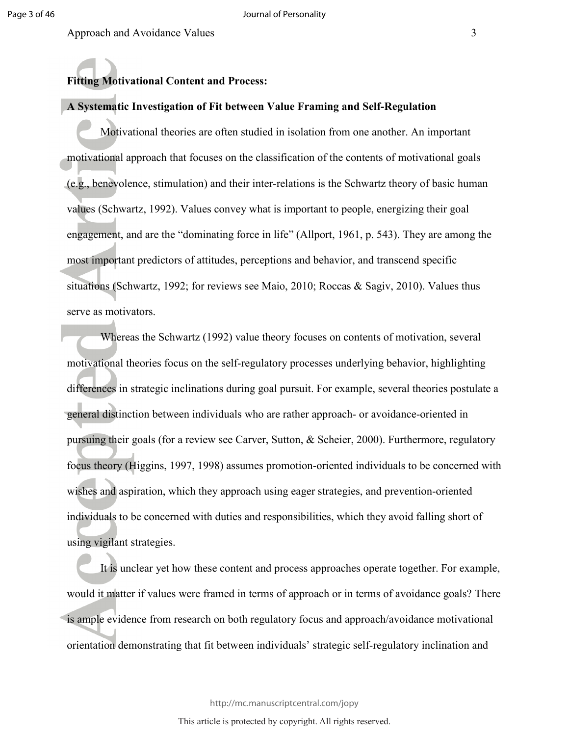**Fitting Motivational Content and Process:**

**A Systematic Investigation of Fit between Value Framing and Self-Regulation**

Motivational theories are often studied in isolation from one another. An important motivational approach that focuses on the classification of the contents of motivational goals (e.g., benevolence, stimulation) and their inter-relations is the Schwartz theory of basic human values (Schwartz, 1992). Values convey what is important to people, energizing their goal engagement, and are the "dominating force in life" (Allport, 1961, p. 543). They are among the most important predictors of attitudes, perceptions and behavior, and transcend specific situations (Schwartz, 1992; for reviews see Maio, 2010; Roccas & Sagiv, 2010). Values thus serve as motivators.

Whereas the Schwartz (1992) value theory focuses on contents of motivation, several motivational theories focus on the self-regulatory processes underlying behavior, highlighting differences in strategic inclinations during goal pursuit. For example, several theories postulate a general distinction between individuals who are rather approach- or avoidance-oriented in pursuing their goals (for a review see Carver, Sutton, & Scheier, 2000). Furthermore, regulatory focus theory (Higgins, 1997, 1998) assumes promotion-oriented individuals to be concerned with wishes and aspiration, which they approach using eager strategies, and prevention-oriented individuals to be concerned with duties and responsibilities, which they avoid falling short of using vigilant strategies.

It is unclear yet how these content and process approaches operate together. For example, would it matter if values were framed in terms of approach or in terms of avoidance goals? There is ample evidence from research on both regulatory focus and approach/avoidance motivational orientation demonstrating that fit between individuals' strategic self-regulatory inclination and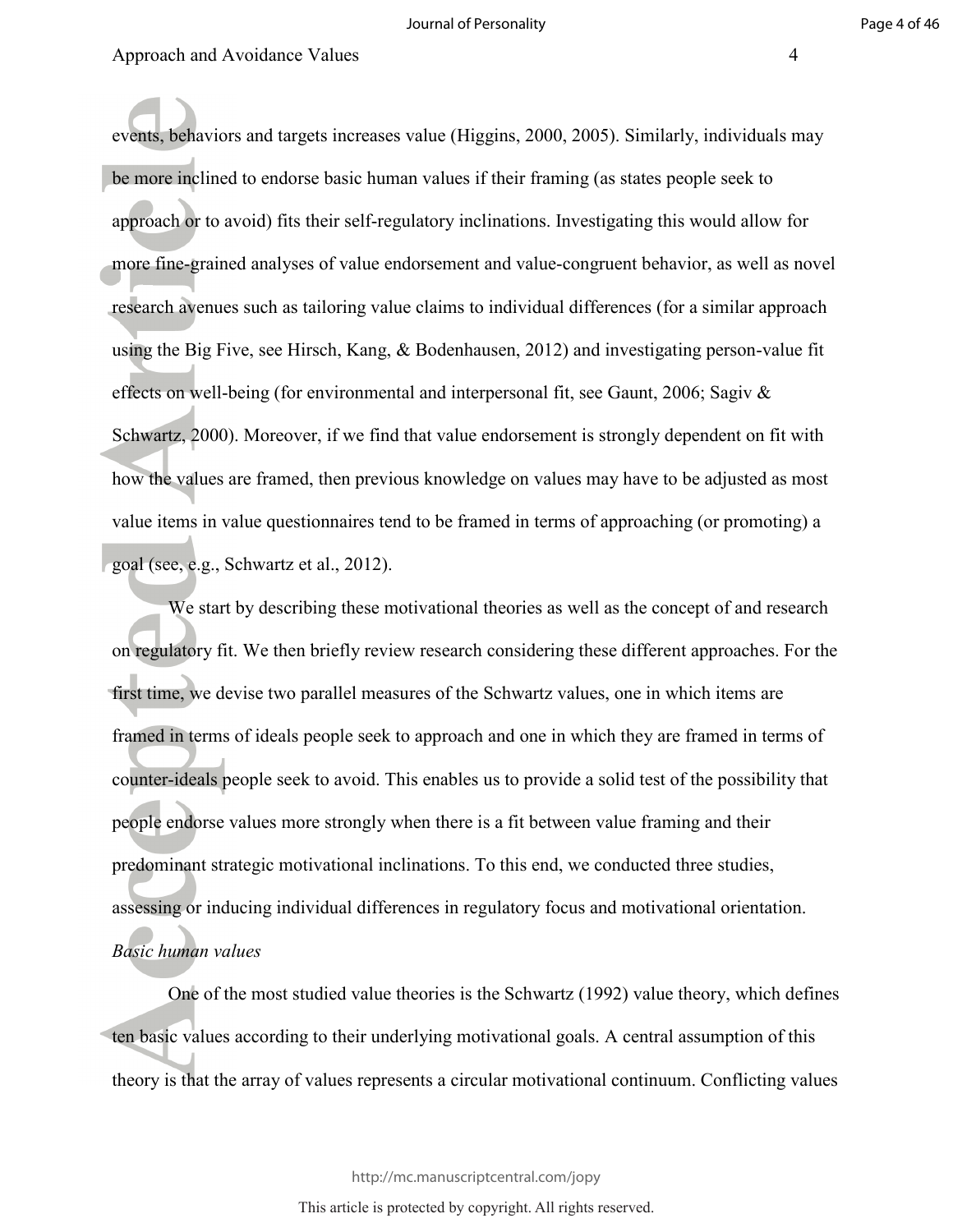events, behaviors and targets increases value (Higgins, 2000, 2005). Similarly, individuals may be more inclined to endorse basic human values if their framing (as states people seek to approach or to avoid) fits their self-regulatory inclinations. Investigating this would allow for more fine-grained analyses of value endorsement and value-congruent behavior, as well as novel research avenues such as tailoring value claims to individual differences (for a similar approach using the Big Five, see Hirsch, Kang, & Bodenhausen, 2012) and investigating person-value fit effects on well-being (for environmental and interpersonal fit, see Gaunt, 2006; Sagiv & Schwartz, 2000). Moreover, if we find that value endorsement is strongly dependent on fit with how the values are framed, then previous knowledge on values may have to be adjusted as most value items in value questionnaires tend to be framed in terms of approaching (or promoting) a goal (see, e.g., Schwartz et al., 2012).

We start by describing these motivational theories as well as the concept of and research on regulatory fit. We then briefly review research considering these different approaches. For the first time, we devise two parallel measures of the Schwartz values, one in which items are framed in terms of ideals people seek to approach and one in which they are framed in terms of counter-ideals people seek to avoid. This enables us to provide a solid test of the possibility that people endorse values more strongly when there is a fit between value framing and their predominant strategic motivational inclinations. To this end, we conducted three studies, assessing or inducing individual differences in regulatory focus and motivational orientation.

*Basic human values*

One of the most studied value theories is the Schwartz (1992) value theory, which defines ten basic values according to their underlying motivational goals. A central assumption of this theory is that the array of values represents a circular motivational continuum. Conflicting values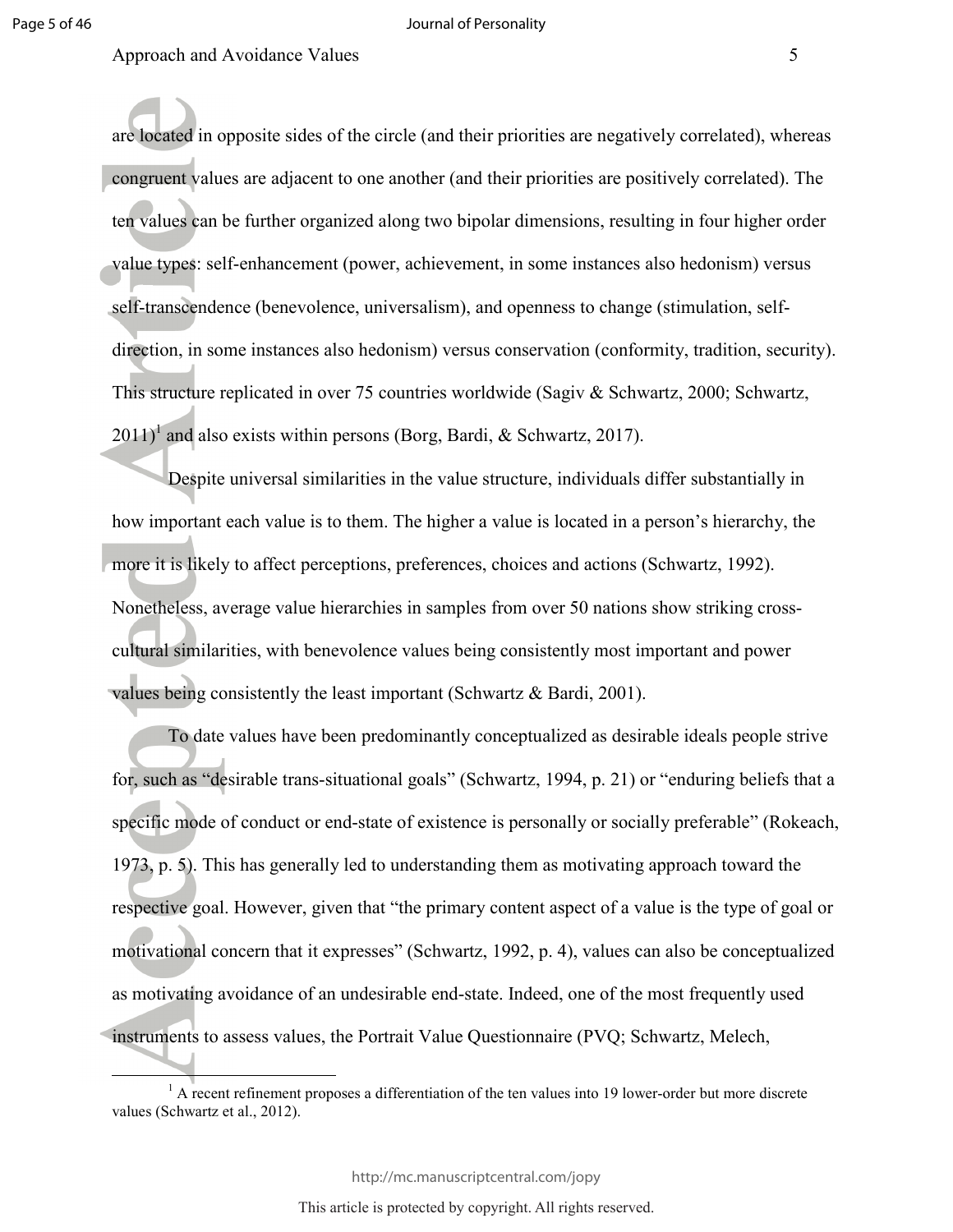are located in opposite sides of the circle (and their priorities are negatively correlated), whereas congruent values are adjacent to one another (and their priorities are positively correlated). The ten values can be further organized along two bipolar dimensions, resulting in four higher order value types: self-enhancement (power, achievement, in some instances also hedonism) versus self-transcendence (benevolence, universalism), and openness to change (stimulation, self-direction, in some instances also hedonism) versus conservation (conformity, tradition, security). This structure replicated in over 75 countries worldwide (Sagiv & Schwartz, 2000; Schwartz, 2011)[1] and also exists within persons (Borg, Bardi, & Schwartz, 2017).

Despite universal similarities in the value structure, individuals differ substantially in how important each value is to them. The higher a value is located in a person's hierarchy, the more it is likely to affect perceptions, preferences, choices and actions (Schwartz, 1992). Nonetheless, average value hierarchies in samples from over 50 nations show striking cross-cultural similarities, with benevolence values being consistently most important and power values being consistently the least important (Schwartz & Bardi, 2001).

To date values have been predominantly conceptualized as desirable ideals people strive for, such as "desirable trans-situational goals" (Schwartz, 1994, p. 21) or "enduring beliefs that a specific mode of conduct or end-state of existence is personally or socially preferable" (Rokeach, 1973, p. 5). This has generally led to understanding them as motivating approach toward the respective goal. However, given that "the primary content aspect of a value is the type of goal or motivational concern that it expresses" (Schwartz, 1992, p. 4), values can also be conceptualized as motivating avoidance of an undesirable end-state. Indeed, one of the most frequently used instruments to assess values, the Portrait Value Questionnaire (PVQ; Schwartz, Melech,

[1] A recent refinement proposes a differentiation of the ten values into 19 lower-order but more discrete values (Schwartz et al., 2012).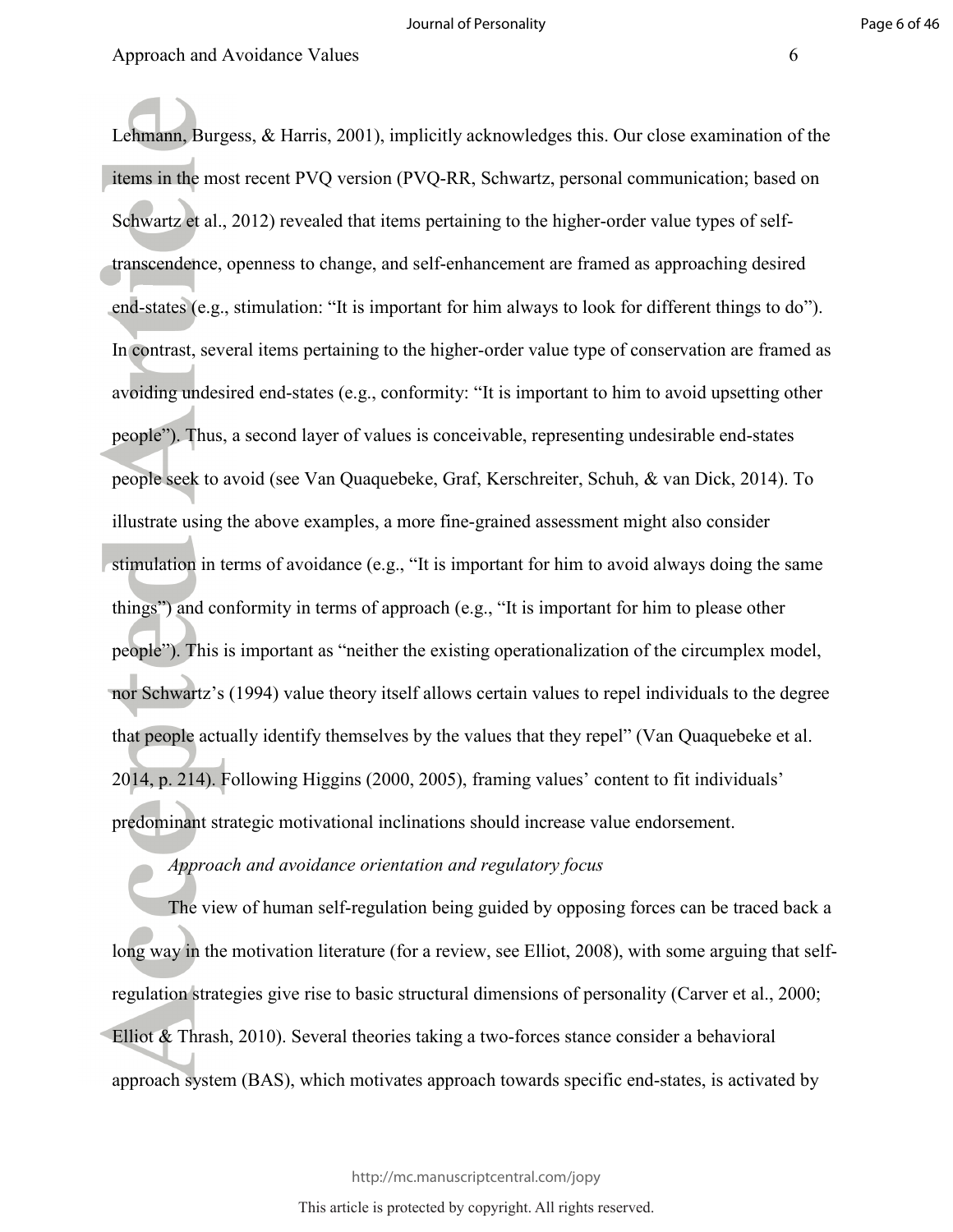Lehmann, Burgess, & Harris, 2001), implicitly acknowledges this. Our close examination of the items in the most recent PVQ version (PVQ-RR, Schwartz, personal communication; based on Schwartz et al., 2012) revealed that items pertaining to the higher-order value types of self-transcendence, openness to change, and self-enhancement are framed as approaching desired end-states (e.g., stimulation: "It is important for him always to look for different things to do"). In contrast, several items pertaining to the higher-order value type of conservation are framed as avoiding undesired end-states (e.g., conformity: "It is important to him to avoid upsetting other people"). Thus, a second layer of values is conceivable, representing undesirable end-states people seek to avoid (see Van Quaquebeke, Graf, Kerschreiter, Schuh, & van Dick, 2014). To illustrate using the above examples, a more fine-grained assessment might also consider stimulation in terms of avoidance (e.g., "It is important for him to avoid always doing the same things") and conformity in terms of approach (e.g., "It is important for him to please other people"). This is important as "neither the existing operationalization of the circumplex model, nor Schwartz's (1994) value theory itself allows certain values to repel individuals to the degree that people actually identify themselves by the values that they repel" (Van Quaquebeke et al. 2014, p. 214). Following Higgins (2000, 2005), framing values' content to fit individuals' predominant strategic motivational inclinations should increase value endorsement.

*Approach and avoidance orientation and regulatory focus*

The view of human self-regulation being guided by opposing forces can be traced back a long way in the motivation literature (for a review, see Elliot, 2008), with some arguing that self-regulation strategies give rise to basic structural dimensions of personality (Carver et al., 2000; Elliot & Thrash, 2010). Several theories taking a two-forces stance consider a behavioral approach system (BAS), which motivates approach towards specific end-states, is activated by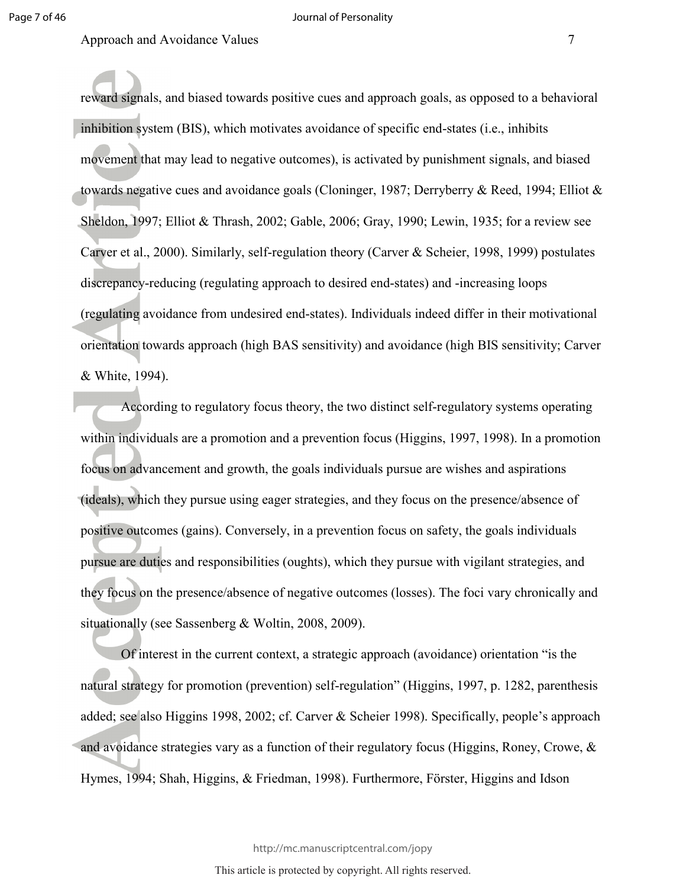reward signals, and biased towards positive cues and approach goals, as opposed to a behavioral inhibition system (BIS), which motivates avoidance of specific end-states (i.e., inhibits movement that may lead to negative outcomes), is activated by punishment signals, and biased towards negative cues and avoidance goals (Cloninger, 1987; Derryberry & Reed, 1994; Elliot & Sheldon, 1997; Elliot & Thrash, 2002; Gable, 2006; Gray, 1990; Lewin, 1935; for a review see Carver et al., 2000). Similarly, self-regulation theory (Carver & Scheier, 1998, 1999) postulates discrepancy-reducing (regulating approach to desired end-states) and -increasing loops (regulating avoidance from undesired end-states). Individuals indeed differ in their motivational orientation towards approach (high BAS sensitivity) and avoidance (high BIS sensitivity; Carver & White, 1994).

According to regulatory focus theory, the two distinct self-regulatory systems operating within individuals are a promotion and a prevention focus (Higgins, 1997, 1998). In a promotion focus on advancement and growth, the goals individuals pursue are wishes and aspirations (ideals), which they pursue using eager strategies, and they focus on the presence/absence of positive outcomes (gains). Conversely, in a prevention focus on safety, the goals individuals pursue are duties and responsibilities (oughts), which they pursue with vigilant strategies, and they focus on the presence/absence of negative outcomes (losses). The foci vary chronically and situationally (see Sassenberg & Woltin, 2008, 2009).

Of interest in the current context, a strategic approach (avoidance) orientation "is the natural strategy for promotion (prevention) self-regulation" (Higgins, 1997, p. 1282, parenthesis added; see also Higgins 1998, 2002; cf. Carver & Scheier 1998). Specifically, people's approach and avoidance strategies vary as a function of their regulatory focus (Higgins, Roney, Crowe, & Hymes, 1994; Shah, Higgins, & Friedman, 1998). Furthermore, Förster, Higgins and Idson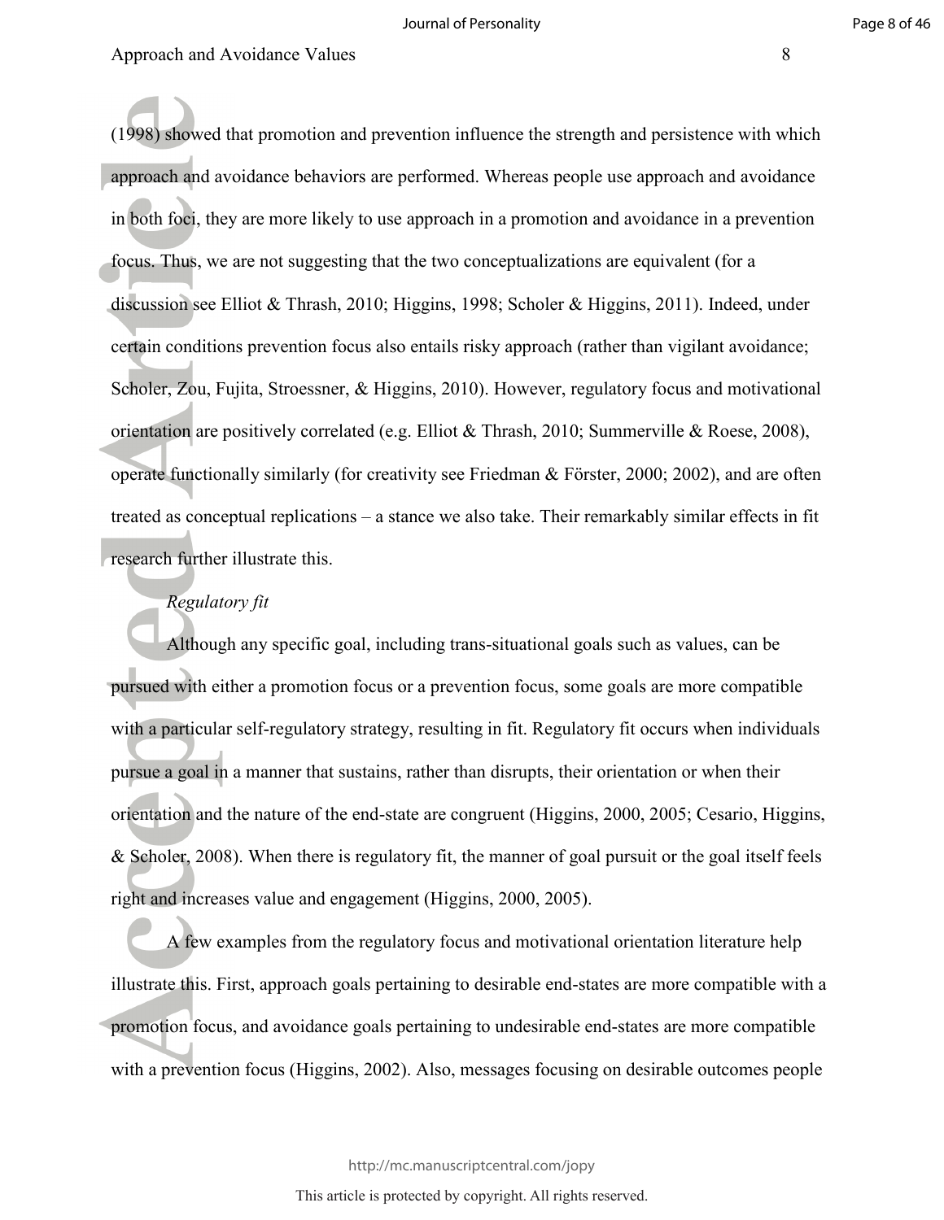(1998) showed that promotion and prevention influence the strength and persistence with which approach and avoidance behaviors are performed. Whereas people use approach and avoidance in both foci, they are more likely to use approach in a promotion and avoidance in a prevention focus. Thus, we are not suggesting that the two conceptualizations are equivalent (for a discussion see Elliot & Thrash, 2010; Higgins, 1998; Scholer & Higgins, 2011). Indeed, under certain conditions prevention focus also entails risky approach (rather than vigilant avoidance; Scholer, Zou, Fujita, Stroessner, & Higgins, 2010). However, regulatory focus and motivational orientation are positively correlated (e.g. Elliot & Thrash, 2010; Summerville & Roese, 2008), operate functionally similarly (for creativity see Friedman & Förster, 2000; 2002), and are often treated as conceptual replications – a stance we also take. Their remarkably similar effects in fit research further illustrate this.

*Regulatory fit*

Although any specific goal, including trans-situational goals such as values, can be pursued with either a promotion focus or a prevention focus, some goals are more compatible with a particular self-regulatory strategy, resulting in fit. Regulatory fit occurs when individuals pursue a goal in a manner that sustains, rather than disrupts, their orientation or when their orientation and the nature of the end-state are congruent (Higgins, 2000, 2005; Cesario, Higgins, & Scholer, 2008). When there is regulatory fit, the manner of goal pursuit or the goal itself feels right and increases value and engagement (Higgins, 2000, 2005).

A few examples from the regulatory focus and motivational orientation literature help illustrate this. First, approach goals pertaining to desirable end-states are more compatible with a promotion focus, and avoidance goals pertaining to undesirable end-states are more compatible with a prevention focus (Higgins, 2002). Also, messages focusing on desirable outcomes people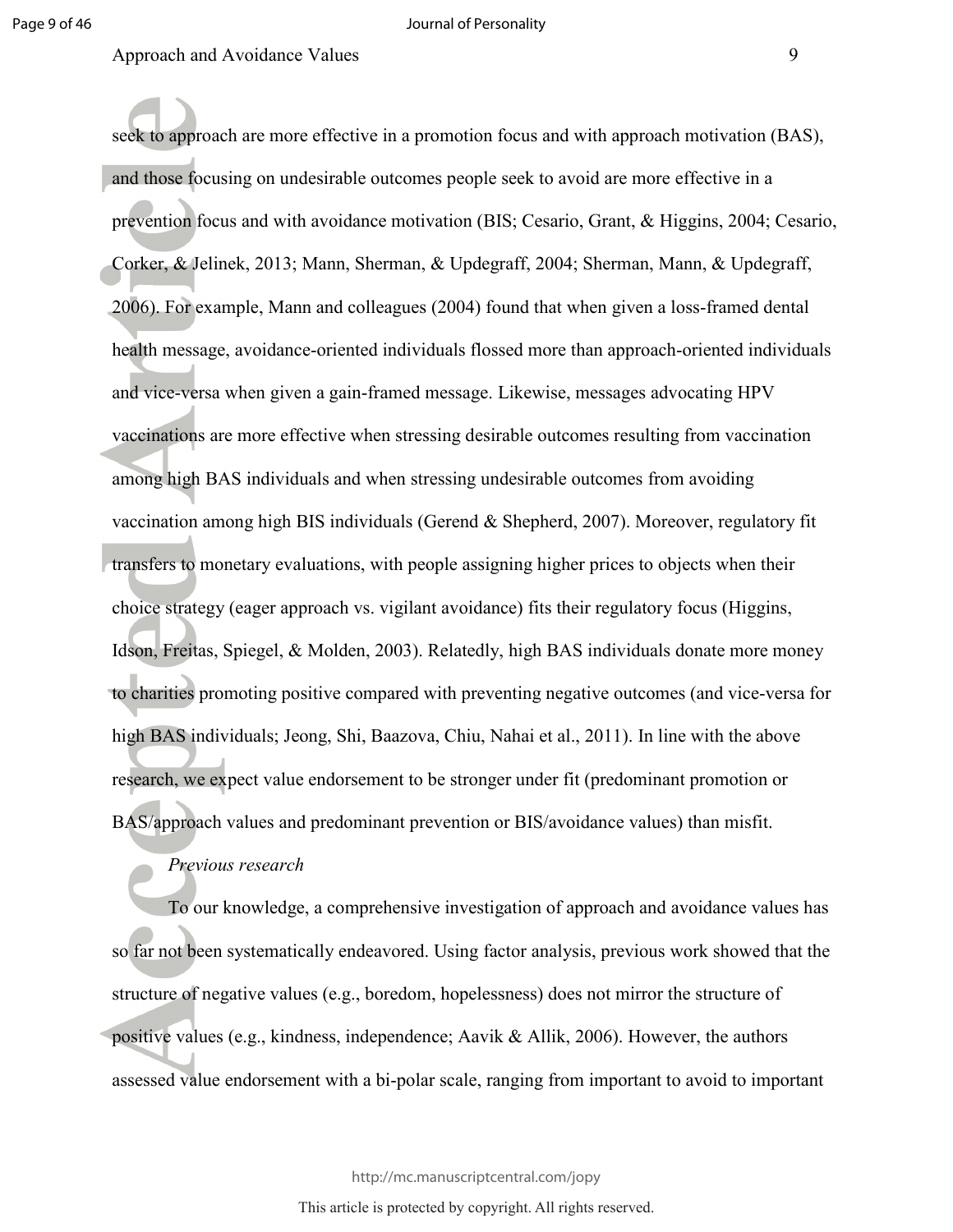seek to approach are more effective in a promotion focus and with approach motivation (BAS), and those focusing on undesirable outcomes people seek to avoid are more effective in a prevention focus and with avoidance motivation (BIS; Cesario, Grant, & Higgins, 2004; Cesario, Corker, & Jelinek, 2013; Mann, Sherman, & Updegraff, 2004; Sherman, Mann, & Updegraff, 2006). For example, Mann and colleagues (2004) found that when given a loss-framed dental health message, avoidance-oriented individuals flossed more than approach-oriented individuals and vice-versa when given a gain-framed message. Likewise, messages advocating HPV vaccinations are more effective when stressing desirable outcomes resulting from vaccination among high BAS individuals and when stressing undesirable outcomes from avoiding vaccination among high BIS individuals (Gerend & Shepherd, 2007). Moreover, regulatory fit transfers to monetary evaluations, with people assigning higher prices to objects when their choice strategy (eager approach vs. vigilant avoidance) fits their regulatory focus (Higgins, Idson, Freitas, Spiegel, & Molden, 2003). Relatedly, high BAS individuals donate more money to charities promoting positive compared with preventing negative outcomes (and vice-versa for high BAS individuals; Jeong, Shi, Baazova, Chiu, Nahai et al., 2011). In line with the above research, we expect value endorsement to be stronger under fit (predominant promotion or BAS/approach values and predominant prevention or BIS/avoidance values) than misfit.

*Previous research*

To our knowledge, a comprehensive investigation of approach and avoidance values has so far not been systematically endeavored. Using factor analysis, previous work showed that the structure of negative values (e.g., boredom, hopelessness) does not mirror the structure of positive values (e.g., kindness, independence; Aavik & Allik, 2006). However, the authors assessed value endorsement with a bi-polar scale, ranging from important to avoid to important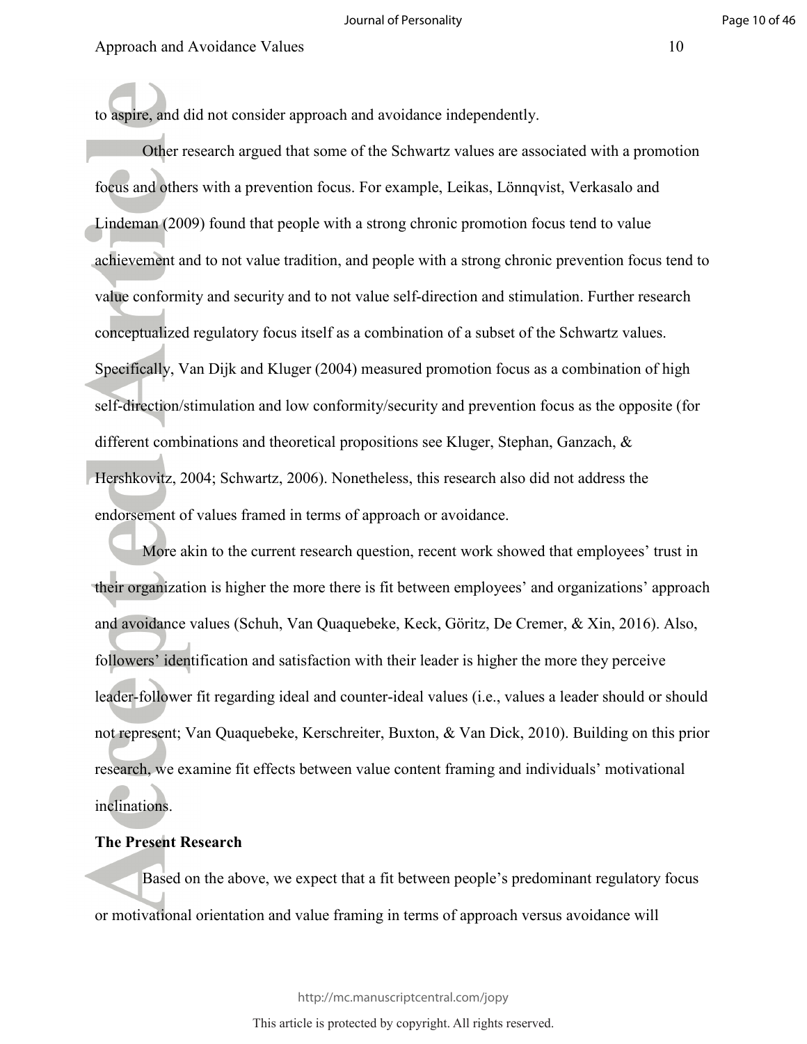to aspire, and did not consider approach and avoidance independently.

Other research argued that some of the Schwartz values are associated with a promotion focus and others with a prevention focus. For example, Leikas, Lönnqvist, Verkasalo and Lindeman (2009) found that people with a strong chronic promotion focus tend to value achievement and to not value tradition, and people with a strong chronic prevention focus tend to value conformity and security and to not value self-direction and stimulation. Further research conceptualized regulatory focus itself as a combination of a subset of the Schwartz values. Specifically, Van Dijk and Kluger (2004) measured promotion focus as a combination of high self-direction/stimulation and low conformity/security and prevention focus as the opposite (for different combinations and theoretical propositions see Kluger, Stephan, Ganzach, & Hershkovitz, 2004; Schwartz, 2006). Nonetheless, this research also did not address the endorsement of values framed in terms of approach or avoidance.

More akin to the current research question, recent work showed that employees' trust in their organization is higher the more there is fit between employees' and organizations' approach and avoidance values (Schuh, Van Quaquebeke, Keck, Göritz, De Cremer, & Xin, 2016). Also, followers' identification and satisfaction with their leader is higher the more they perceive leader-follower fit regarding ideal and counter-ideal values (i.e., values a leader should or should not represent; Van Quaquebeke, Kerschreiter, Buxton, & Van Dick, 2010). Building on this prior research, we examine fit effects between value content framing and individuals' motivational inclinations.

## The Present Research

Based on the above, we expect that a fit between people's predominant regulatory focus or motivational orientation and value framing in terms of approach versus avoidance will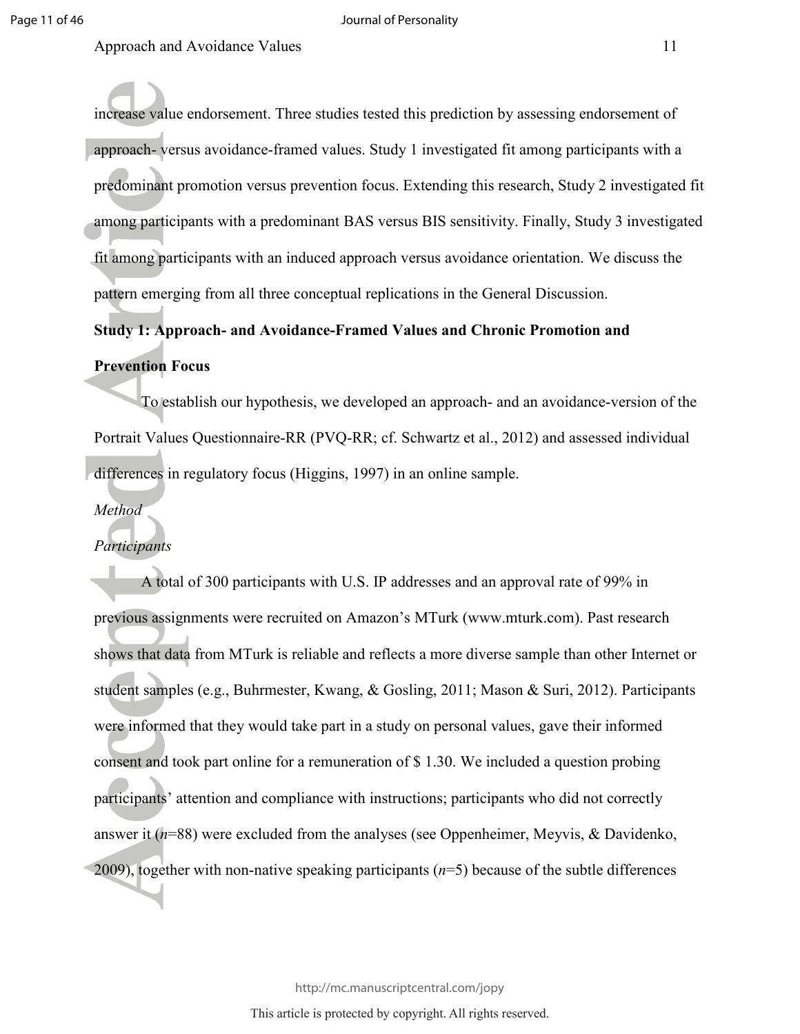increase value endorsement. Three studies tested this prediction by assessing endorsement of approach- versus avoidance-framed values. Study 1 investigated fit among participants with a predominant promotion versus prevention focus. Extending this research, Study 2 investigated fit among participants with a predominant BAS versus BIS sensitivity. Finally, Study 3 investigated fit among participants with an induced approach versus avoidance orientation. We discuss the pattern emerging from all three conceptual replications in the General Discussion.

## Study 1: Approach- and Avoidance-Framed Values and Chronic Promotion and Prevention Focus

To establish our hypothesis, we developed an approach- and an avoidance-version of the Portrait Values Questionnaire-RR (PVQ-RR; cf. Schwartz et al., 2012) and assessed individual differences in regulatory focus (Higgins, 1997) in an online sample.

### *Method*

#### *Participants*

A total of 300 participants with U.S. IP addresses and an approval rate of 99% in previous assignments were recruited on Amazon's MTurk (www.mturk.com). Past research shows that data from MTurk is reliable and reflects a more diverse sample than other Internet or student samples (e.g., Buhrmester, Kwang, & Gosling, 2011; Mason & Suri, 2012). Participants were informed that they would take part in a study on personal values, gave their informed consent and took part online for a remuneration of $ 1.30. We included a question probing participants' attention and compliance with instructions; participants who did not correctly answer it ($n$=88) were excluded from the analyses (see Oppenheimer, Meyvis, & Davidenko, 2009), together with non-native speaking participants ($n$=5) because of the subtle differences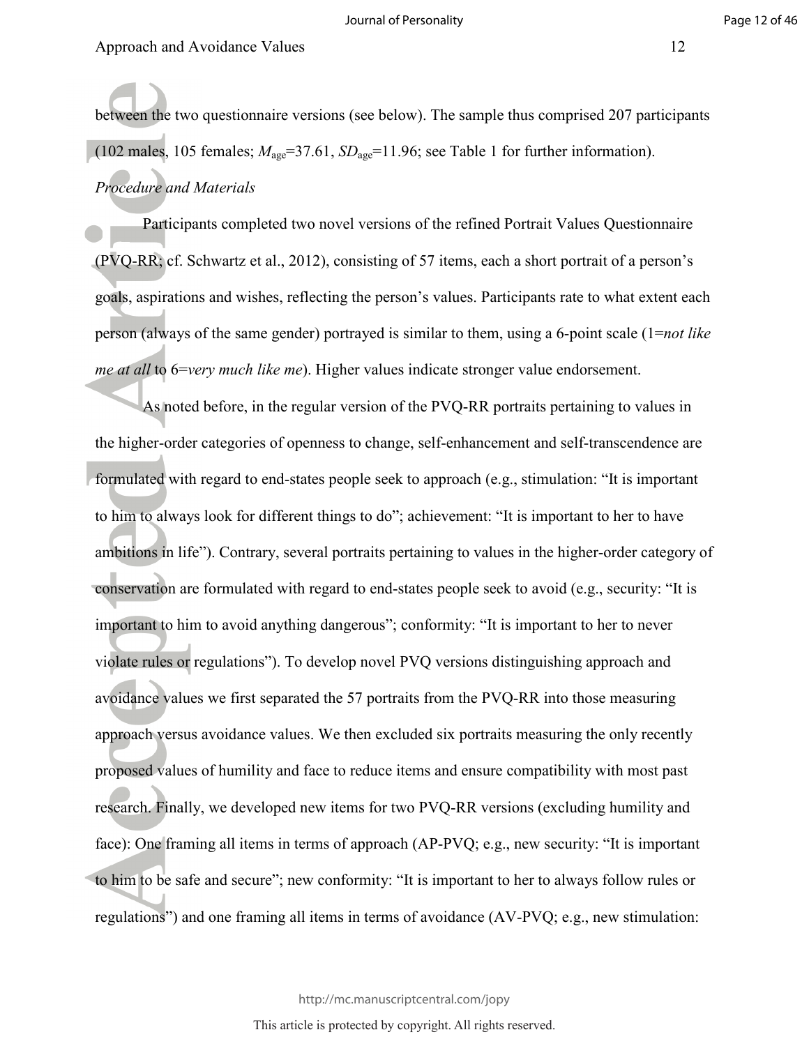between the two questionnaire versions (see below). The sample thus comprised 207 participants (102 males, 105 females; $M_{age}$=37.61, $SD_{age}$=11.96; see Table 1 for further information).

*Procedure and Materials*

Participants completed two novel versions of the refined Portrait Values Questionnaire (PVQ-RR; cf. Schwartz et al., 2012), consisting of 57 items, each a short portrait of a person's goals, aspirations and wishes, reflecting the person's values. Participants rate to what extent each person (always of the same gender) portrayed is similar to them, using a 6-point scale (1=*not like me at all* to 6=*very much like me*). Higher values indicate stronger value endorsement.

As noted before, in the regular version of the PVQ-RR portraits pertaining to values in the higher-order categories of openness to change, self-enhancement and self-transcendence are formulated with regard to end-states people seek to approach (e.g., stimulation: "It is important to him to always look for different things to do"; achievement: "It is important to her to have ambitions in life"). Contrary, several portraits pertaining to values in the higher-order category of conservation are formulated with regard to end-states people seek to avoid (e.g., security: "It is important to him to avoid anything dangerous"; conformity: "It is important to her to never violate rules or regulations"). To develop novel PVQ versions distinguishing approach and avoidance values we first separated the 57 portraits from the PVQ-RR into those measuring approach versus avoidance values. We then excluded six portraits measuring the only recently proposed values of humility and face to reduce items and ensure compatibility with most past research. Finally, we developed new items for two PVQ-RR versions (excluding humility and face): One framing all items in terms of approach (AP-PVQ; e.g., new security: "It is important to him to be safe and secure"; new conformity: "It is important to her to always follow rules or regulations") and one framing all items in terms of avoidance (AV-PVQ; e.g., new stimulation: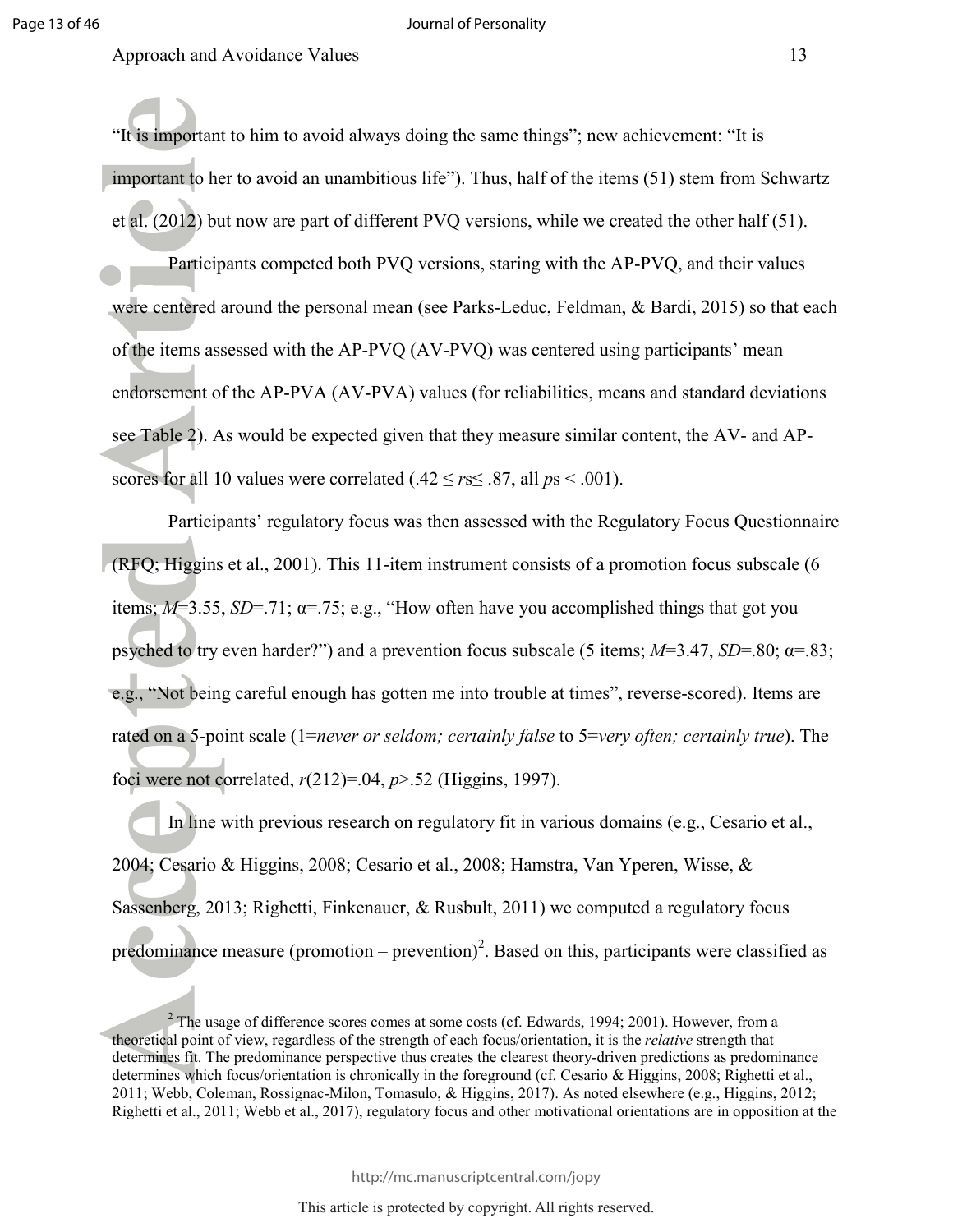"It is important to him to avoid always doing the same things"; new achievement: "It is important to her to avoid an unambitious life"). Thus, half of the items (51) stem from Schwartz et al. (2012) but now are part of different PVQ versions, while we created the other half (51).

Participants competed both PVQ versions, staring with the AP-PVQ, and their values were centered around the personal mean (see Parks-Leduc, Feldman, & Bardi, 2015) so that each of the items assessed with the AP-PVQ (AV-PVQ) was centered using participants' mean endorsement of the AP-PVA (AV-PVA) values (for reliabilities, means and standard deviations see Table 2). As would be expected given that they measure similar content, the AV- and AP-scores for all 10 values were correlated ($.42 \leq r$s$\leq .87$, all $p$s $< .001$).

Participants' regulatory focus was then assessed with the Regulatory Focus Questionnaire (RFQ; Higgins et al., 2001). This 11-item instrument consists of a promotion focus subscale (6 items; $M$=3.55, $SD$=.71; α=.75; e.g., "How often have you accomplished things that got you psyched to try even harder?") and a prevention focus subscale (5 items; $M$=3.47, $SD$=.80; α=.83; e.g., "Not being careful enough has gotten me into trouble at times", reverse-scored). Items are rated on a 5-point scale (1=*never or seldom; certainly false* to 5=*very often; certainly true*). The foci were not correlated, $r(212)=.04$, $p>.52$ (Higgins, 1997).

In line with previous research on regulatory fit in various domains (e.g., Cesario et al., 2004; Cesario & Higgins, 2008; Cesario et al., 2008; Hamstra, Van Yperen, Wisse, & Sassenberg, 2013; Righetti, Finkenauer, & Rusbult, 2011) we computed a regulatory focus predominance measure (promotion – prevention)[2]. Based on this, participants were classified as

---

[2] The usage of difference scores comes at some costs (cf. Edwards, 1994; 2001). However, from a theoretical point of view, regardless of the strength of each focus/orientation, it is the *relative* strength that determines fit. The predominance perspective thus creates the clearest theory-driven predictions as predominance determines which focus/orientation is chronically in the foreground (cf. Cesario & Higgins, 2008; Righetti et al., 2011; Webb, Coleman, Rossignac-Milon, Tomasulo, & Higgins, 2017). As noted elsewhere (e.g., Higgins, 2012; Righetti et al., 2011; Webb et al., 2017), regulatory focus and other motivational orientations are in opposition at the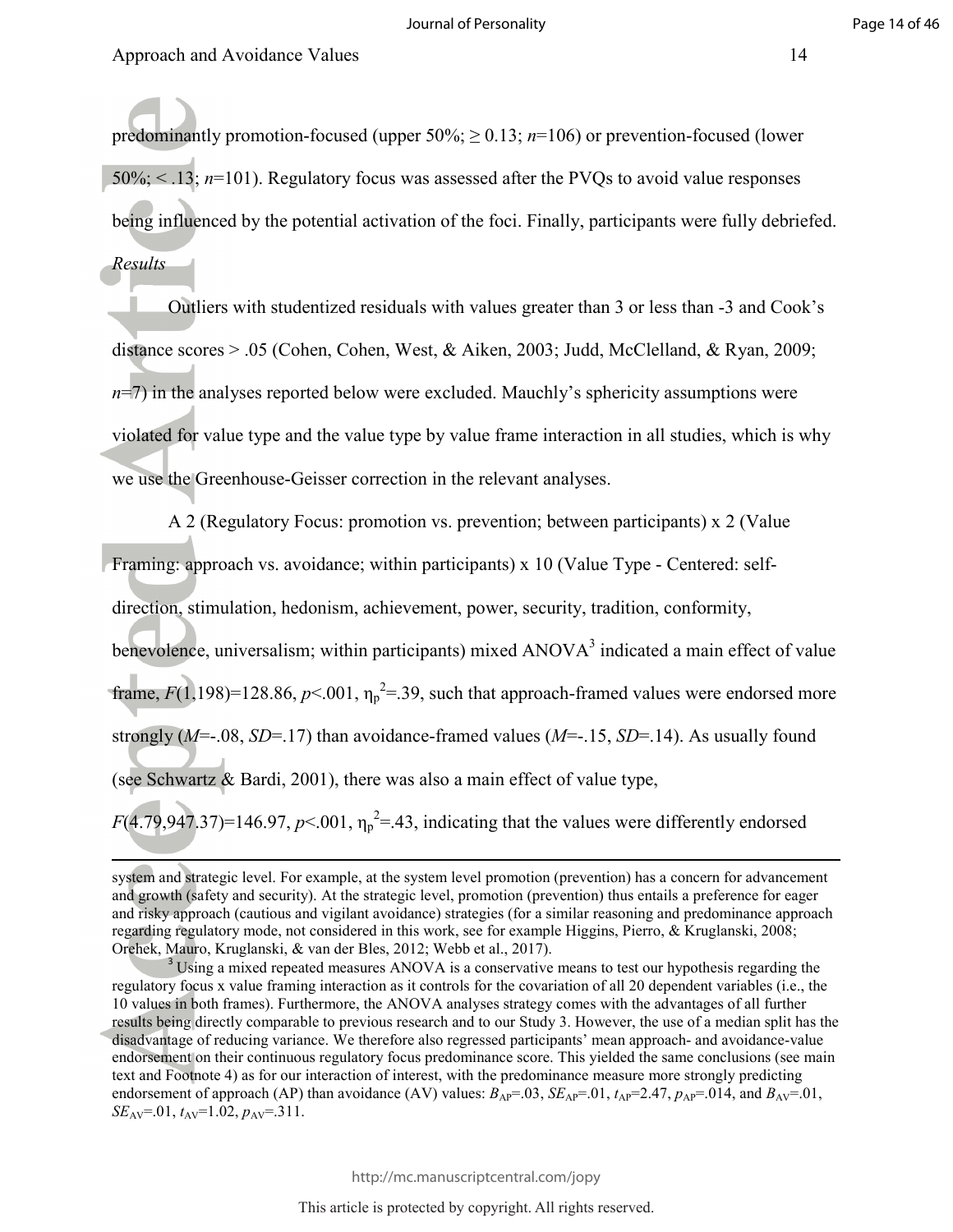predominantly promotion-focused (upper 50%; ≥ 0.13; *n*=106) or prevention-focused (lower 50%; < .13; *n*=101). Regulatory focus was assessed after the PVQs to avoid value responses being influenced by the potential activation of the foci. Finally, participants were fully debriefed.

*Results*

Outliers with studentized residuals with values greater than 3 or less than -3 and Cook's distance scores > .05 (Cohen, Cohen, West, & Aiken, 2003; Judd, McClelland, & Ryan, 2009; *n*=7) in the analyses reported below were excluded. Mauchly's sphericity assumptions were violated for value type and the value type by value frame interaction in all studies, which is why we use the Greenhouse-Geisser correction in the relevant analyses.

A 2 (Regulatory Focus: promotion vs. prevention; between participants) x 2 (Value Framing: approach vs. avoidance; within participants) x 10 (Value Type - Centered: self-direction, stimulation, hedonism, achievement, power, security, tradition, conformity, benevolence, universalism; within participants) mixed ANOVA[3] indicated a main effect of value frame, $F(1,198)=128.86$, $p<.001$, $\eta_p^2=.39$, such that approach-framed values were endorsed more strongly ($M=-.08$, $SD=.17$) than avoidance-framed values ($M=-.15$, $SD=.14$). As usually found (see Schwartz & Bardi, 2001), there was also a main effect of value type, $F(4.79,947.37)=146.97$, $p<.001$, $\eta_p^2=.43$, indicating that the values were differently endorsed

---

system and strategic level. For example, at the system level promotion (prevention) has a concern for advancement and growth (safety and security). At the strategic level, promotion (prevention) thus entails a preference for eager and risky approach (cautious and vigilant avoidance) strategies (for a similar reasoning and predominance approach regarding regulatory mode, not considered in this work, see for example Higgins, Pierro, & Kruglanski, 2008; Orehek, Mauro, Kruglanski, & van der Bles, 2012; Webb et al., 2017).

[3] Using a mixed repeated measures ANOVA is a conservative means to test our hypothesis regarding the regulatory focus x value framing interaction as it controls for the covariation of all 20 dependent variables (i.e., the 10 values in both frames). Furthermore, the ANOVA analyses strategy comes with the advantages of all further results being directly comparable to previous research and to our Study 3. However, the use of a median split has the disadvantage of reducing variance. We therefore also regressed participants' mean approach- and avoidance-value endorsement on their continuous regulatory focus predominance score. This yielded the same conclusions (see main text and Footnote 4) as for our interaction of interest, with the predominance measure more strongly predicting endorsement of approach (AP) than avoidance (AV) values: $B_{AP}=.03$, $SE_{AP}=.01$, $t_{AP}=2.47$, $p_{AP}=.014$, and $B_{AV}=.01$, $SE_{AV}=.01$, $t_{AV}=1.02$, $p_{AV}=.311$.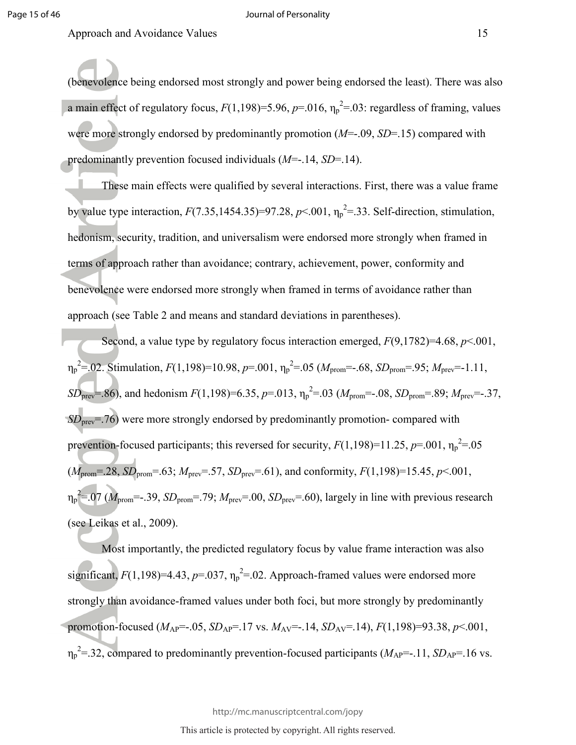(benevolence being endorsed most strongly and power being endorsed the least). There was also a main effect of regulatory focus, $F(1,198)=5.96$, $p=.016$, $\eta_p^2=.03$: regardless of framing, values were more strongly endorsed by predominantly promotion ($M=-.09$, $SD=.15$) compared with predominantly prevention focused individuals ($M=-.14$, $SD=.14$).

These main effects were qualified by several interactions. First, there was a value frame by value type interaction, $F(7.35,1454.35)=97.28$, $p<.001$, $\eta_p^2=.33$. Self-direction, stimulation, hedonism, security, tradition, and universalism were endorsed more strongly when framed in terms of approach rather than avoidance; contrary, achievement, power, conformity and benevolence were endorsed more strongly when framed in terms of avoidance rather than approach (see Table 2 and means and standard deviations in parentheses).

Second, a value type by regulatory focus interaction emerged, $F(9,1782)=4.68$, $p<.001$, $\eta_p^2=.02$. Stimulation, $F(1,198)=10.98$, $p=.001$, $\eta_p^2=.05$ ($M_{prom}=-.68$, $SD_{prom}=.95$; $M_{prev}=-1.11$, $SD_{prev}=.86$), and hedonism $F(1,198)=6.35$, $p=.013$, $\eta_p^2=.03$ ($M_{prom}=-.08$, $SD_{prom}=.89$; $M_{prev}=-.37$, $SD_{prev}=.76$) were more strongly endorsed by predominantly promotion- compared with prevention-focused participants; this reversed for security, $F(1,198)=11.25$, $p=.001$, $\eta_p^2=.05$ ($M_{prom}=.28$, $SD_{prom}=.63$; $M_{prev}=.57$, $SD_{prev}=.61$), and conformity, $F(1,198)=15.45$, $p<.001$, $\eta_p^2=.07$ ($M_{prom}=-.39$, $SD_{prom}=.79$; $M_{prev}=.00$, $SD_{prev}=.60$), largely in line with previous research (see Leikas et al., 2009).

Most importantly, the predicted regulatory focus by value frame interaction was also significant, $F(1,198)=4.43$, $p=.037$, $\eta_p^2=.02$. Approach-framed values were endorsed more strongly than avoidance-framed values under both foci, but more strongly by predominantly promotion-focused ($M_{AP}=-.05$, $SD_{AP}=.17$ vs. $M_{AV}=-.14$, $SD_{AV}=.14$), $F(1,198)=93.38$, $p<.001$, $\eta_p^2=.32$, compared to predominantly prevention-focused participants ($M_{AP}=-.11$, $SD_{AP}=.16$ vs.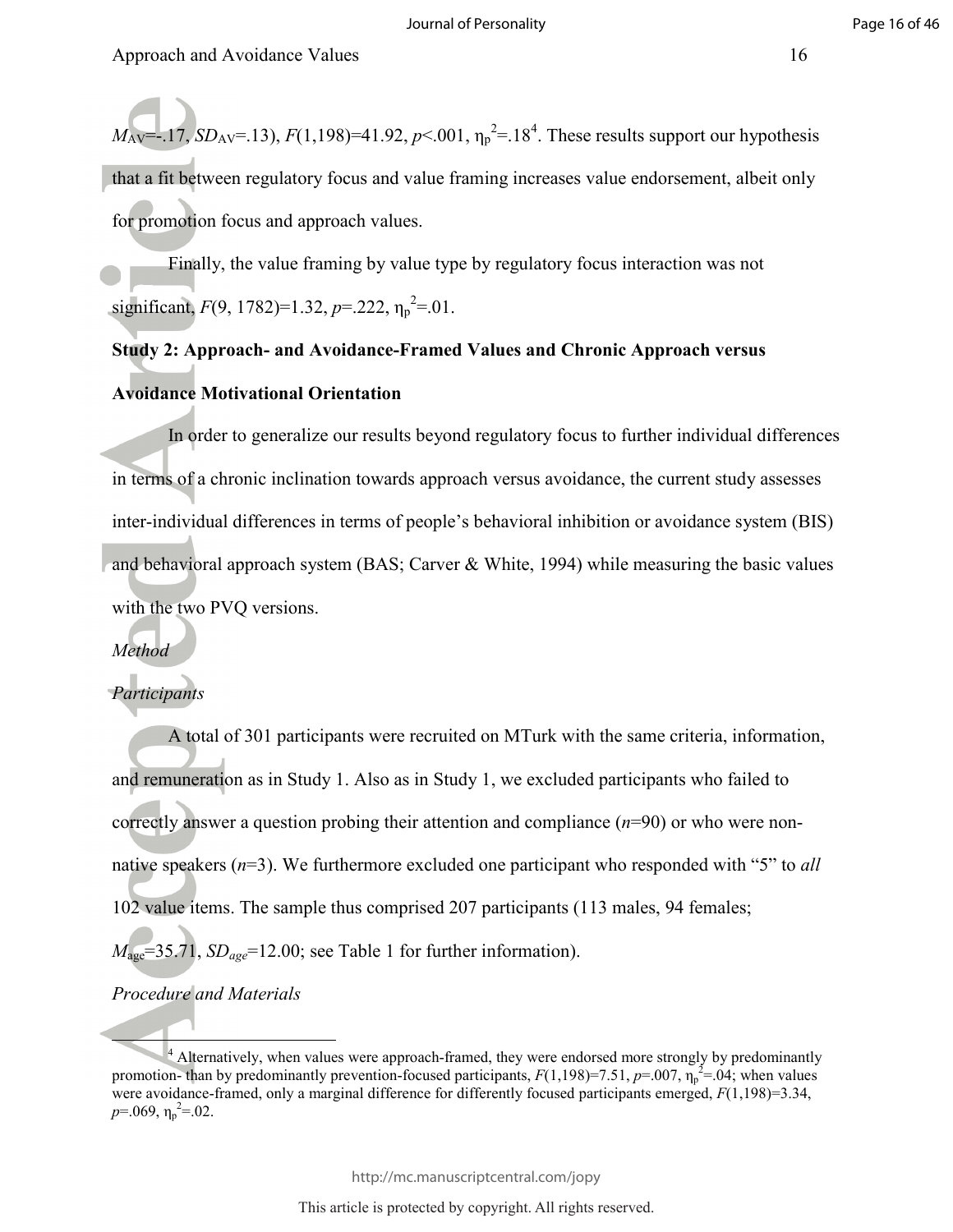$M_{AV}$=-.17, $SD_{AV}$=.13), $F(1,198)=41.92$, $p<.001$, $\eta_p^2=.18$[4]. These results support our hypothesis that a fit between regulatory focus and value framing increases value endorsement, albeit only for promotion focus and approach values.

Finally, the value framing by value type by regulatory focus interaction was not significant, $F(9, 1782)=1.32$, $p=.222$, $\eta_p^2=.01$.

**Study 2: Approach- and Avoidance-Framed Values and Chronic Approach versus Avoidance Motivational Orientation**

In order to generalize our results beyond regulatory focus to further individual differences in terms of a chronic inclination towards approach versus avoidance, the current study assesses inter-individual differences in terms of people's behavioral inhibition or avoidance system (BIS) and behavioral approach system (BAS; Carver & White, 1994) while measuring the basic values with the two PVQ versions.

*Method*

*Participants*

A total of 301 participants were recruited on MTurk with the same criteria, information, and remuneration as in Study 1. Also as in Study 1, we excluded participants who failed to correctly answer a question probing their attention and compliance (*n*=90) or who were non-native speakers (*n*=3). We furthermore excluded one participant who responded with "5" to *all* 102 value items. The sample thus comprised 207 participants (113 males, 94 females; $M_{age}=35.71$, $SD_{age}=12.00$; see Table 1 for further information).

*Procedure and Materials*

---

[4] Alternatively, when values were approach-framed, they were endorsed more strongly by predominantly promotion- than by predominantly prevention-focused participants, $F(1,198)=7.51$, $p=.007$, $\eta_p^2=.04$; when values were avoidance-framed, only a marginal difference for differently focused participants emerged, $F(1,198)=3.34$, $p=.069$, $\eta_p^2=.02$.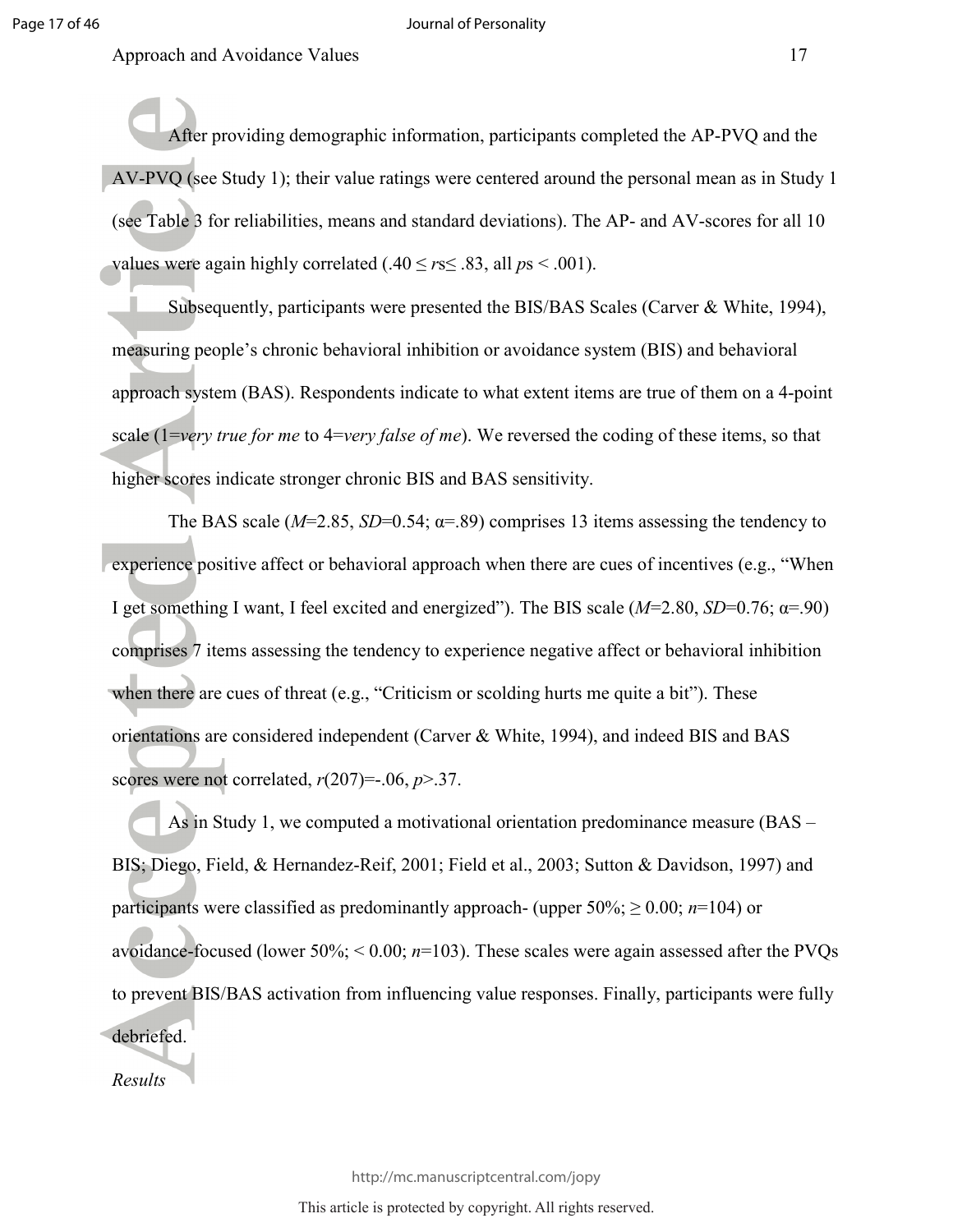After providing demographic information, participants completed the AP-PVQ and the AV-PVQ (see Study 1); their value ratings were centered around the personal mean as in Study 1 (see Table 3 for reliabilities, means and standard deviations). The AP- and AV-scores for all 10 values were again highly correlated ($.40 \leq rs \leq .83$, all $ps < .001$).

Subsequently, participants were presented the BIS/BAS Scales (Carver & White, 1994), measuring people's chronic behavioral inhibition or avoidance system (BIS) and behavioral approach system (BAS). Respondents indicate to what extent items are true of them on a 4-point scale (1=*very true for me* to 4=*very false of me*). We reversed the coding of these items, so that higher scores indicate stronger chronic BIS and BAS sensitivity.

The BAS scale ($M$=2.85, $SD$=0.54; α=.89) comprises 13 items assessing the tendency to experience positive affect or behavioral approach when there are cues of incentives (e.g., "When I get something I want, I feel excited and energized"). The BIS scale ($M$=2.80, $SD$=0.76; α=.90) comprises 7 items assessing the tendency to experience negative affect or behavioral inhibition when there are cues of threat (e.g., "Criticism or scolding hurts me quite a bit"). These orientations are considered independent (Carver & White, 1994), and indeed BIS and BAS scores were not correlated, $r(207)=-.06$, $p>.37$.

As in Study 1, we computed a motivational orientation predominance measure (BAS – BIS; Diego, Field, & Hernandez-Reif, 2001; Field et al., 2003; Sutton & Davidson, 1997) and participants were classified as predominantly approach- (upper 50%; $\geq 0.00$; $n$=104) or avoidance-focused (lower 50%; $< 0.00$; $n$=103). These scales were again assessed after the PVQs to prevent BIS/BAS activation from influencing value responses. Finally, participants were fully debriefed.

*Results*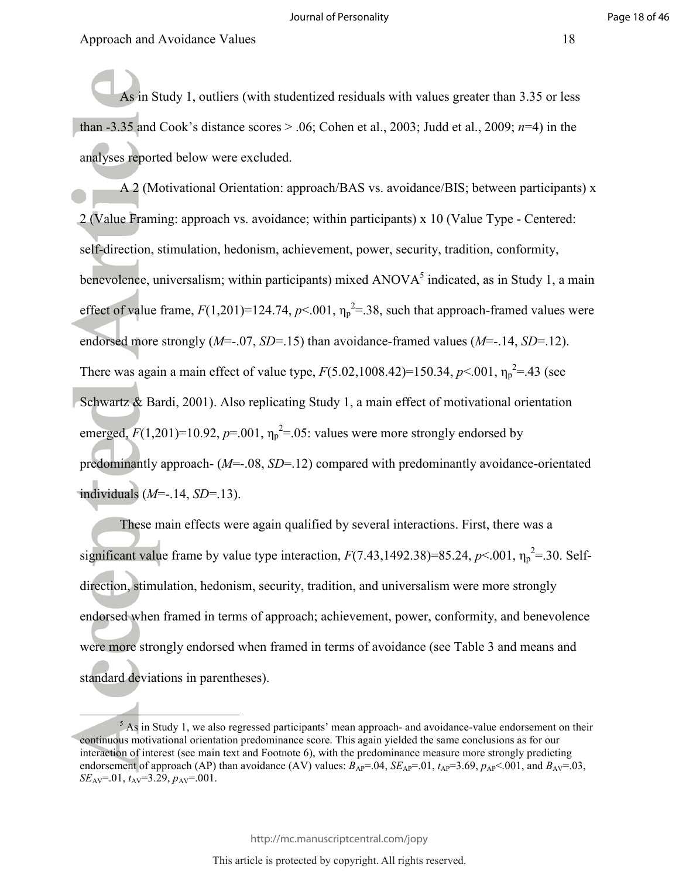As in Study 1, outliers (with studentized residuals with values greater than 3.35 or less than -3.35 and Cook's distance scores > .06; Cohen et al., 2003; Judd et al., 2009; $n$=4) in the analyses reported below were excluded.

A 2 (Motivational Orientation: approach/BAS vs. avoidance/BIS; between participants) x 2 (Value Framing: approach vs. avoidance; within participants) x 10 (Value Type - Centered: self-direction, stimulation, hedonism, achievement, power, security, tradition, conformity, benevolence, universalism; within participants) mixed ANOVA[5] indicated, as in Study 1, a main effect of value frame, $F(1,201)=124.74$, $p<.001$, $\eta_p^2=.38$, such that approach-framed values were endorsed more strongly ($M$=-.07, $SD$=.15) than avoidance-framed values ($M$=-.14, $SD$=.12). There was again a main effect of value type, $F(5.02,1008.42)=150.34$, $p<.001$, $\eta_p^2=.43$ (see Schwartz & Bardi, 2001). Also replicating Study 1, a main effect of motivational orientation emerged, $F(1,201)=10.92$, $p=.001$, $\eta_p^2=.05$: values were more strongly endorsed by predominantly approach- ($M$=-.08, $SD$=.12) compared with predominantly avoidance-orientated individuals ($M$=-.14, $SD$=.13).

These main effects were again qualified by several interactions. First, there was a significant value frame by value type interaction, $F(7.43,1492.38)=85.24$, $p<.001$, $\eta_p^2=.30$. Self-direction, stimulation, hedonism, security, tradition, and universalism were more strongly endorsed when framed in terms of approach; achievement, power, conformity, and benevolence were more strongly endorsed when framed in terms of avoidance (see Table 3 and means and standard deviations in parentheses).

---

[5] As in Study 1, we also regressed participants' mean approach- and avoidance-value endorsement on their continuous motivational orientation predominance score. This again yielded the same conclusions as for our interaction of interest (see main text and Footnote 6), with the predominance measure more strongly predicting endorsement of approach (AP) than avoidance (AV) values: $B_{AP}=.04$, $SE_{AP}=.01$, $t_{AP}=3.69$, $p_{AP}<.001$, and $B_{AV}=.03$, $SE_{AV}=.01$, $t_{AV}=3.29$, $p_{AV}=.001$.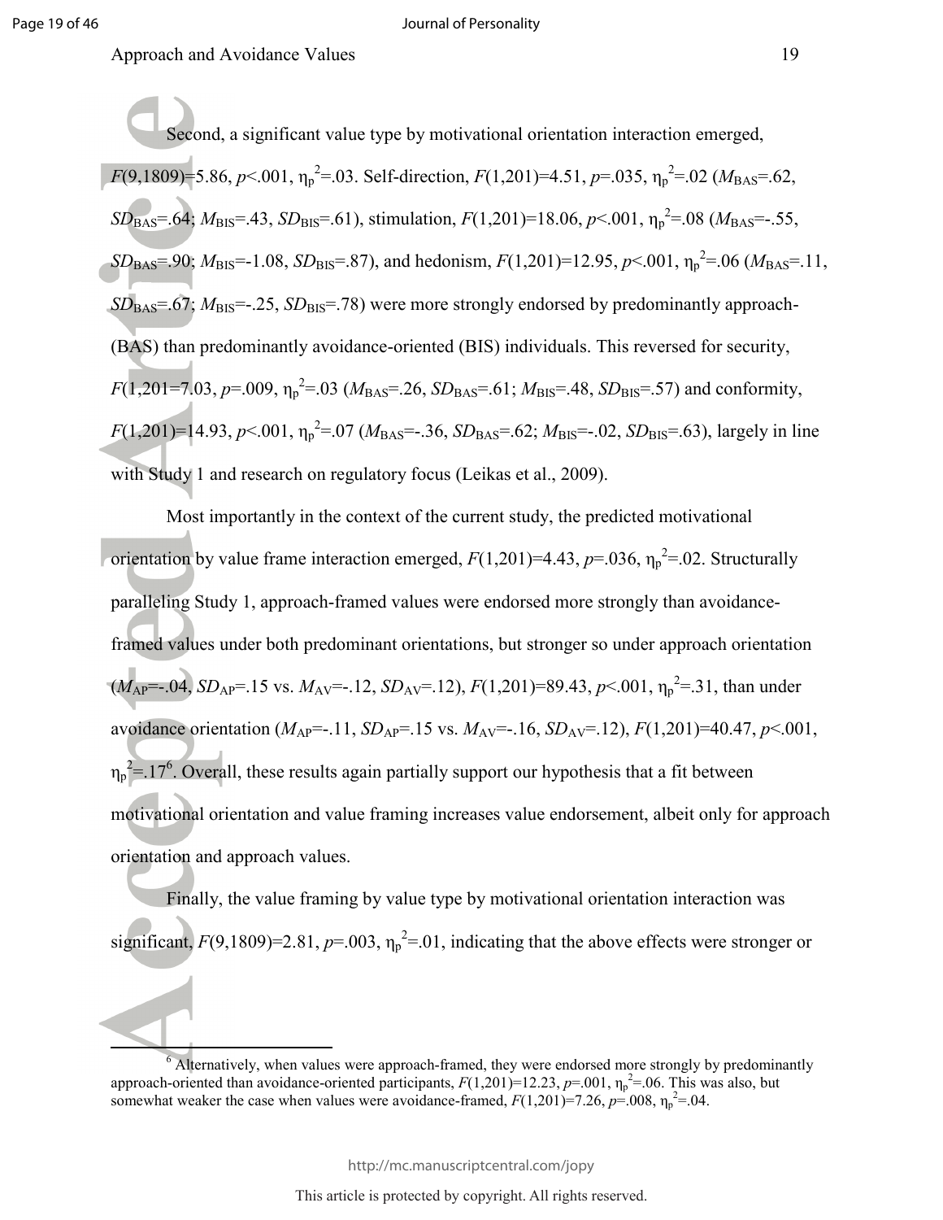Second, a significant value type by motivational orientation interaction emerged, $F(9,1809)=5.86$, $p<.001$, $\eta_p^2=.03$. Self-direction, $F(1,201)=4.51$, $p=.035$, $\eta_p^2=.02$ ($M_{BAS}=.62$, $SD_{BAS}=.64$; $M_{BIS}=.43$, $SD_{BIS}=.61$), stimulation, $F(1,201)=18.06$, $p<.001$, $\eta_p^2=.08$ ($M_{BAS}=-.55$, $SD_{BAS}=.90$; $M_{BIS}=-1.08$, $SD_{BIS}=.87$), and hedonism, $F(1,201)=12.95$, $p<.001$, $\eta_p^2=.06$ ($M_{BAS}=.11$, $SD_{BAS}=.67$; $M_{BIS}=-.25$, $SD_{BIS}=.78$) were more strongly endorsed by predominantly approach- (BAS) than predominantly avoidance-oriented (BIS) individuals. This reversed for security, $F(1,201=7.03$, $p=.009$, $\eta_p^2=.03$ ($M_{BAS}=.26$, $SD_{BAS}=.61$; $M_{BIS}=.48$, $SD_{BIS}=.57$) and conformity, $F(1,201)=14.93$, $p<.001$, $\eta_p^2=.07$ ($M_{BAS}=-.36$, $SD_{BAS}=.62$; $M_{BIS}=-.02$, $SD_{BIS}=.63$), largely in line with Study 1 and research on regulatory focus (Leikas et al., 2009).

Most importantly in the context of the current study, the predicted motivational orientation by value frame interaction emerged, $F(1,201)=4.43$, $p=.036$, $\eta_p^2=.02$. Structurally paralleling Study 1, approach-framed values were endorsed more strongly than avoidance-framed values under both predominant orientations, but stronger so under approach orientation ($M_{AP}=-.04$, $SD_{AP}=.15$ vs. $M_{AV}=-.12$, $SD_{AV}=.12$), $F(1,201)=89.43$, $p<.001$, $\eta_p^2=.31$, than under avoidance orientation ($M_{AP}=-.11$, $SD_{AP}=.15$ vs. $M_{AV}=-.16$, $SD_{AV}=.12$), $F(1,201)=40.47$, $p<.001$, $\eta_p^2=.17$[6]. Overall, these results again partially support our hypothesis that a fit between motivational orientation and value framing increases value endorsement, albeit only for approach orientation and approach values.

Finally, the value framing by value type by motivational orientation interaction was significant, $F(9,1809)=2.81$, $p=.003$, $\eta_p^2=.01$, indicating that the above effects were stronger or

[6] Alternatively, when values were approach-framed, they were endorsed more strongly by predominantly approach-oriented than avoidance-oriented participants, $F(1,201)=12.23$, $p=.001$, $\eta_p^2=.06$. This was also, but somewhat weaker the case when values were avoidance-framed, $F(1,201)=7.26$, $p=.008$, $\eta_p^2=.04$.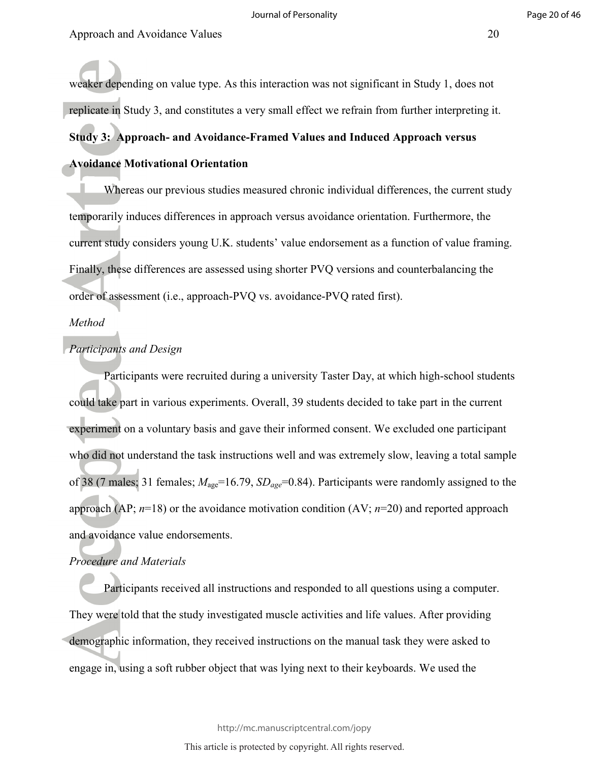weaker depending on value type. As this interaction was not significant in Study 1, does not replicate in Study 3, and constitutes a very small effect we refrain from further interpreting it.

**Study 3: Approach- and Avoidance-Framed Values and Induced Approach versus Avoidance Motivational Orientation**

Whereas our previous studies measured chronic individual differences, the current study temporarily induces differences in approach versus avoidance orientation. Furthermore, the current study considers young U.K. students' value endorsement as a function of value framing. Finally, these differences are assessed using shorter PVQ versions and counterbalancing the order of assessment (i.e., approach-PVQ vs. avoidance-PVQ rated first).

*Method*

*Participants and Design*

Participants were recruited during a university Taster Day, at which high-school students could take part in various experiments. Overall, 39 students decided to take part in the current experiment on a voluntary basis and gave their informed consent. We excluded one participant who did not understand the task instructions well and was extremely slow, leaving a total sample of 38 (7 males; 31 females; $M_{age}$=16.79, $SD_{age}$=0.84). Participants were randomly assigned to the approach (AP; *n*=18) or the avoidance motivation condition (AV; *n*=20) and reported approach and avoidance value endorsements.

*Procedure and Materials*

Participants received all instructions and responded to all questions using a computer. They were told that the study investigated muscle activities and life values. After providing demographic information, they received instructions on the manual task they were asked to engage in, using a soft rubber object that was lying next to their keyboards. We used the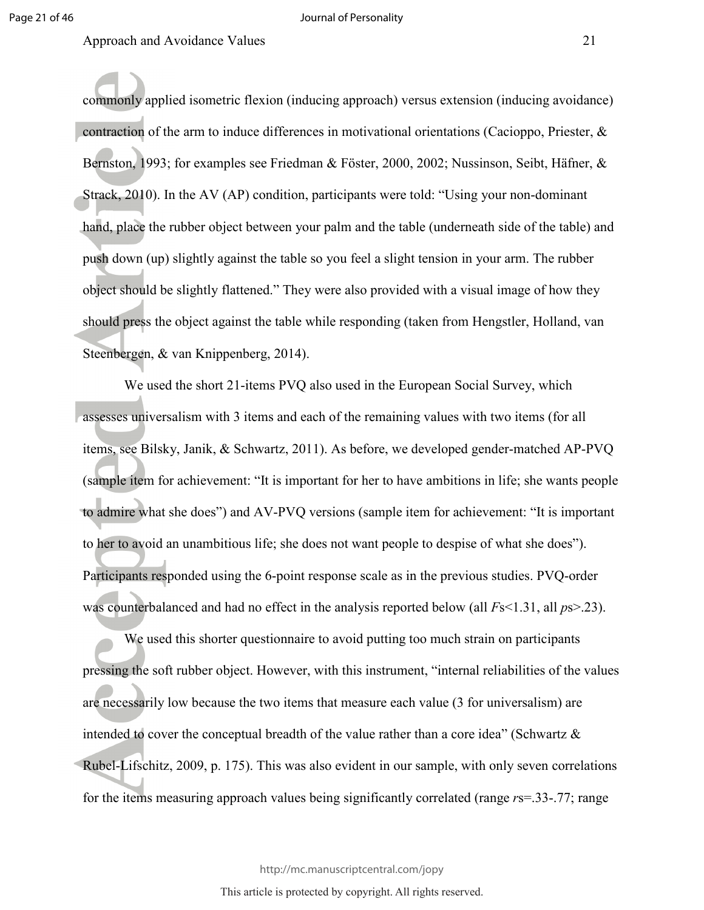commonly applied isometric flexion (inducing approach) versus extension (inducing avoidance) contraction of the arm to induce differences in motivational orientations (Cacioppo, Priester, & Bernston, 1993; for examples see Friedman & Föster, 2000, 2002; Nussinson, Seibt, Häfner, & Strack, 2010). In the AV (AP) condition, participants were told: "Using your non-dominant hand, place the rubber object between your palm and the table (underneath side of the table) and push down (up) slightly against the table so you feel a slight tension in your arm. The rubber object should be slightly flattened." They were also provided with a visual image of how they should press the object against the table while responding (taken from Hengstler, Holland, van Steenbergen, & van Knippenberg, 2014).

We used the short 21-items PVQ also used in the European Social Survey, which assesses universalism with 3 items and each of the remaining values with two items (for all items, see Bilsky, Janik, & Schwartz, 2011). As before, we developed gender-matched AP-PVQ (sample item for achievement: "It is important for her to have ambitions in life; she wants people to admire what she does") and AV-PVQ versions (sample item for achievement: "It is important to her to avoid an unambitious life; she does not want people to despise of what she does"). Participants responded using the 6-point response scale as in the previous studies. PVQ-order was counterbalanced and had no effect in the analysis reported below (all $F$s<1.31, all $p$s>.23).

We used this shorter questionnaire to avoid putting too much strain on participants pressing the soft rubber object. However, with this instrument, "internal reliabilities of the values are necessarily low because the two items that measure each value (3 for universalism) are intended to cover the conceptual breadth of the value rather than a core idea" (Schwartz & Rubel-Lifschitz, 2009, p. 175). This was also evident in our sample, with only seven correlations for the items measuring approach values being significantly correlated (range $r$s=.33-.77; range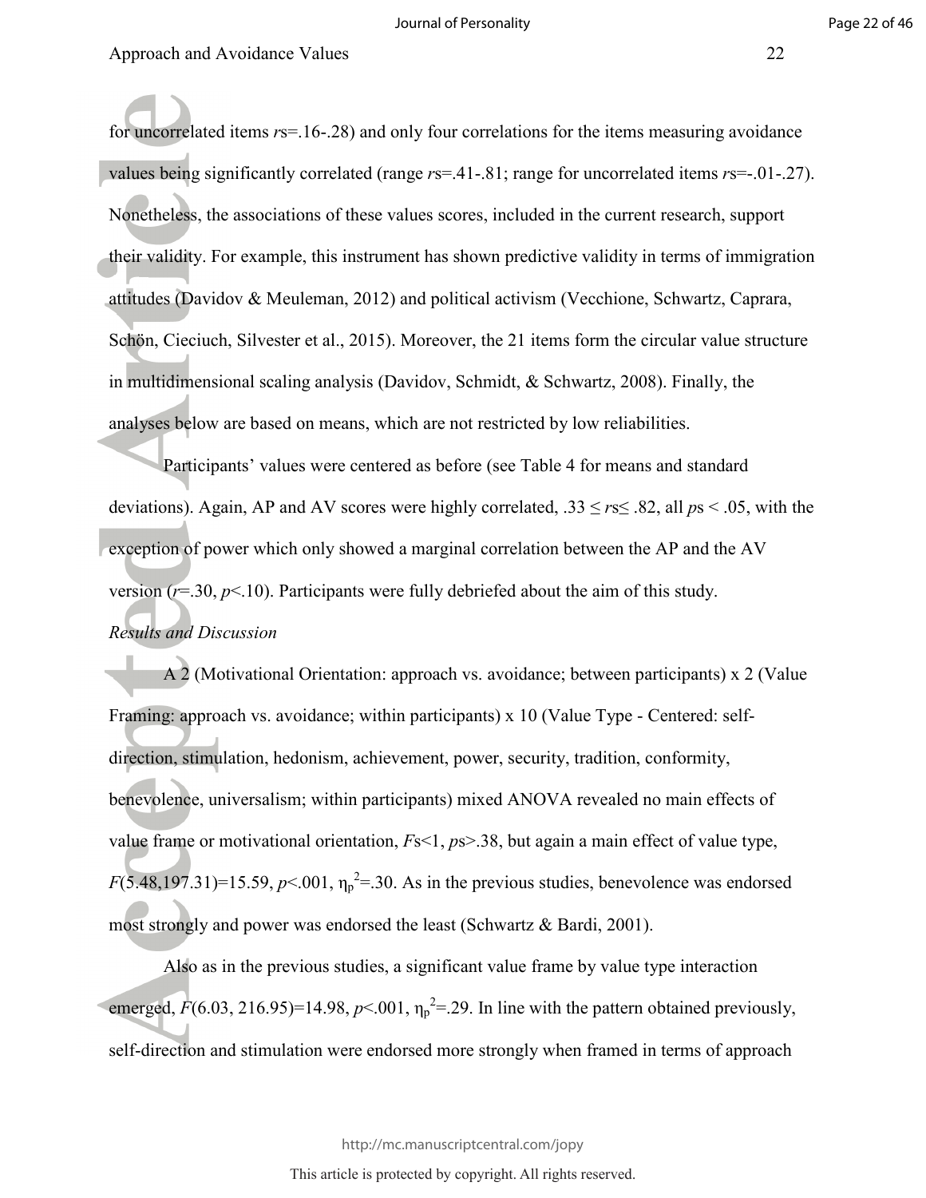for uncorrelated items $rs=.16-.28$) and only four correlations for the items measuring avoidance values being significantly correlated (range $rs=.41-.81$; range for uncorrelated items $rs=-.01-.27$). Nonetheless, the associations of these values scores, included in the current research, support their validity. For example, this instrument has shown predictive validity in terms of immigration attitudes (Davidov & Meuleman, 2012) and political activism (Vecchione, Schwartz, Caprara, Schön, Cieciuch, Silvester et al., 2015). Moreover, the 21 items form the circular value structure in multidimensional scaling analysis (Davidov, Schmidt, & Schwartz, 2008). Finally, the analyses below are based on means, which are not restricted by low reliabilities.

Participants' values were centered as before (see Table 4 for means and standard deviations). Again, AP and AV scores were highly correlated, $.33 \leq rs \leq .82$, all $ps < .05$, with the exception of power which only showed a marginal correlation between the AP and the AV version ($r=.30$, $p<.10$). Participants were fully debriefed about the aim of this study.

*Results and Discussion*

A 2 (Motivational Orientation: approach vs. avoidance; between participants) x 2 (Value Framing: approach vs. avoidance; within participants) x 10 (Value Type - Centered: self-direction, stimulation, hedonism, achievement, power, security, tradition, conformity, benevolence, universalism; within participants) mixed ANOVA revealed no main effects of value frame or motivational orientation, $Fs<1$, $ps>.38$, but again a main effect of value type, $F(5.48,197.31)=15.59$, $p<.001$, $\eta_p^2=.30$. As in the previous studies, benevolence was endorsed most strongly and power was endorsed the least (Schwartz & Bardi, 2001).

Also as in the previous studies, a significant value frame by value type interaction emerged, $F(6.03, 216.95)=14.98$, $p<.001$, $\eta_p^2=.29$. In line with the pattern obtained previously, self-direction and stimulation were endorsed more strongly when framed in terms of approach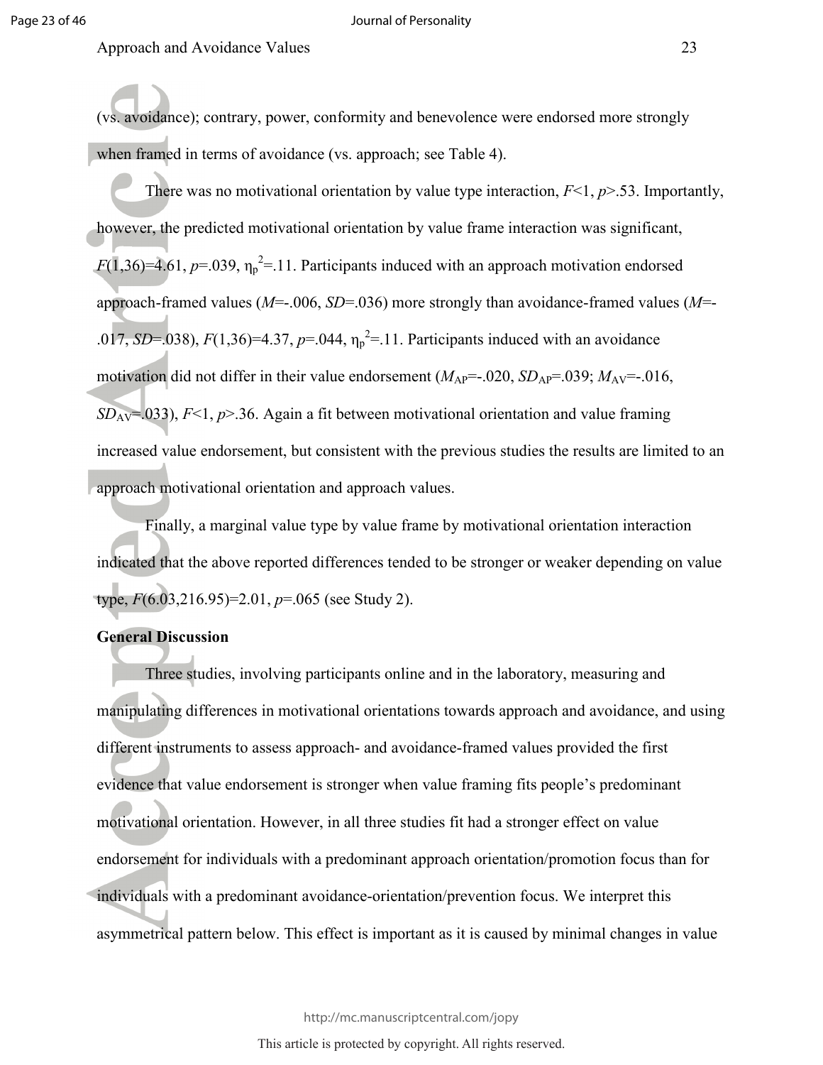(vs. avoidance); contrary, power, conformity and benevolence were endorsed more strongly when framed in terms of avoidance (vs. approach; see Table 4).

There was no motivational orientation by value type interaction, $F$<1, $p$>.53. Importantly, however, the predicted motivational orientation by value frame interaction was significant, $F(1,36)=4.61$, $p=.039$, $\eta_p^2=.11$. Participants induced with an approach motivation endorsed approach-framed values ($M$=-.006, $SD$=.036) more strongly than avoidance-framed values ($M$=-.017, $SD$=.038), $F(1,36)=4.37$, $p=.044$, $\eta_p^2=.11$. Participants induced with an avoidance motivation did not differ in their value endorsement ($M_{AP}$=-.020, $SD_{AP}$=.039; $M_{AV}$=-.016, $SD_{AV}$=.033), $F$<1, $p$>.36. Again a fit between motivational orientation and value framing increased value endorsement, but consistent with the previous studies the results are limited to an approach motivational orientation and approach values.

Finally, a marginal value type by value frame by motivational orientation interaction indicated that the above reported differences tended to be stronger or weaker depending on value type, $F(6.03,216.95)=2.01$, $p=.065$ (see Study 2).

**General Discussion**

Three studies, involving participants online and in the laboratory, measuring and manipulating differences in motivational orientations towards approach and avoidance, and using different instruments to assess approach- and avoidance-framed values provided the first evidence that value endorsement is stronger when value framing fits people's predominant motivational orientation. However, in all three studies fit had a stronger effect on value endorsement for individuals with a predominant approach orientation/promotion focus than for individuals with a predominant avoidance-orientation/prevention focus. We interpret this asymmetrical pattern below. This effect is important as it is caused by minimal changes in value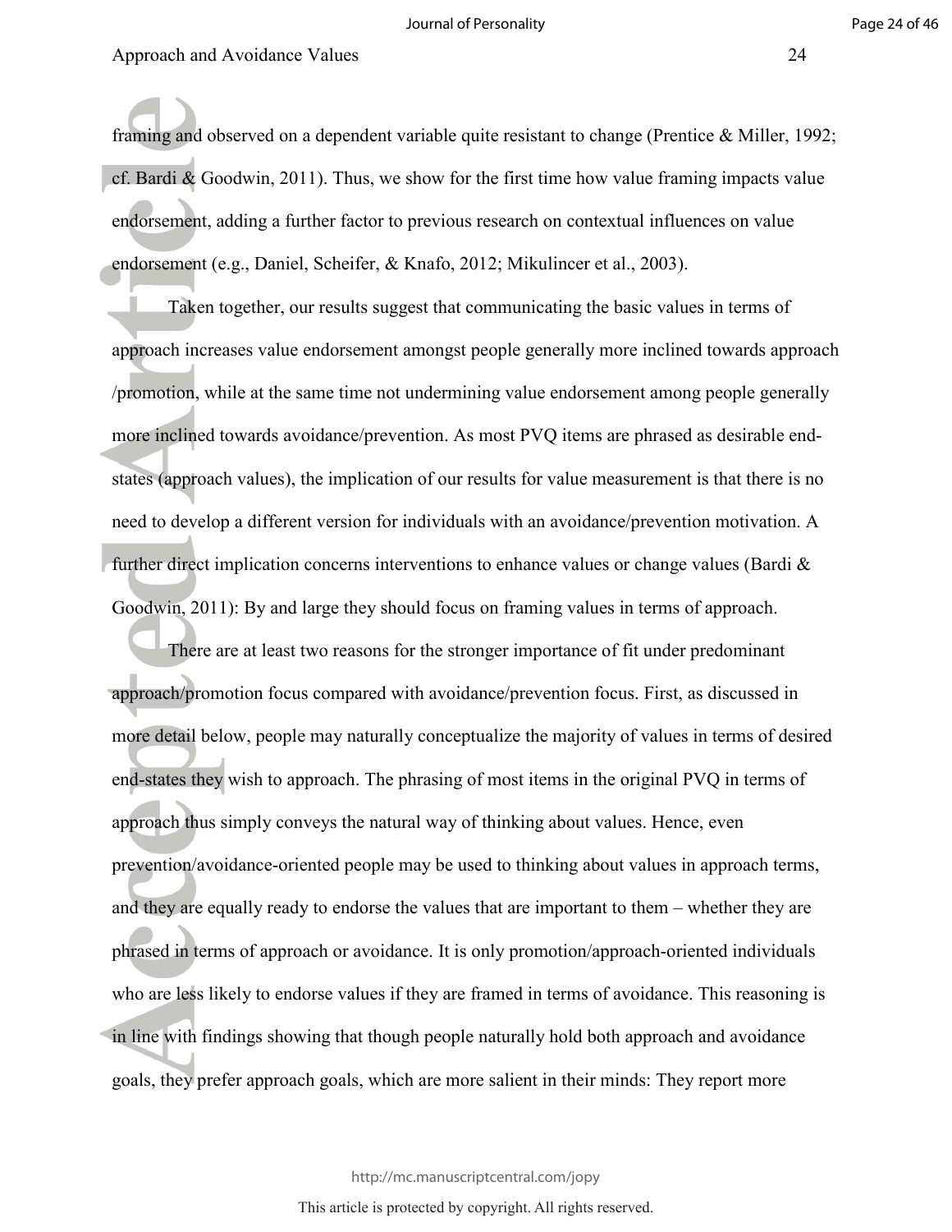framing and observed on a dependent variable quite resistant to change (Prentice & Miller, 1992; cf. Bardi & Goodwin, 2011). Thus, we show for the first time how value framing impacts value endorsement, adding a further factor to previous research on contextual influences on value endorsement (e.g., Daniel, Scheifer, & Knafo, 2012; Mikulincer et al., 2003).

Taken together, our results suggest that communicating the basic values in terms of approach increases value endorsement amongst people generally more inclined towards approach /promotion, while at the same time not undermining value endorsement among people generally more inclined towards avoidance/prevention. As most PVQ items are phrased as desirable end-states (approach values), the implication of our results for value measurement is that there is no need to develop a different version for individuals with an avoidance/prevention motivation. A further direct implication concerns interventions to enhance values or change values (Bardi & Goodwin, 2011): By and large they should focus on framing values in terms of approach.

There are at least two reasons for the stronger importance of fit under predominant approach/promotion focus compared with avoidance/prevention focus. First, as discussed in more detail below, people may naturally conceptualize the majority of values in terms of desired end-states they wish to approach. The phrasing of most items in the original PVQ in terms of approach thus simply conveys the natural way of thinking about values. Hence, even prevention/avoidance-oriented people may be used to thinking about values in approach terms, and they are equally ready to endorse the values that are important to them – whether they are phrased in terms of approach or avoidance. It is only promotion/approach-oriented individuals who are less likely to endorse values if they are framed in terms of avoidance. This reasoning is in line with findings showing that though people naturally hold both approach and avoidance goals, they prefer approach goals, which are more salient in their minds: They report more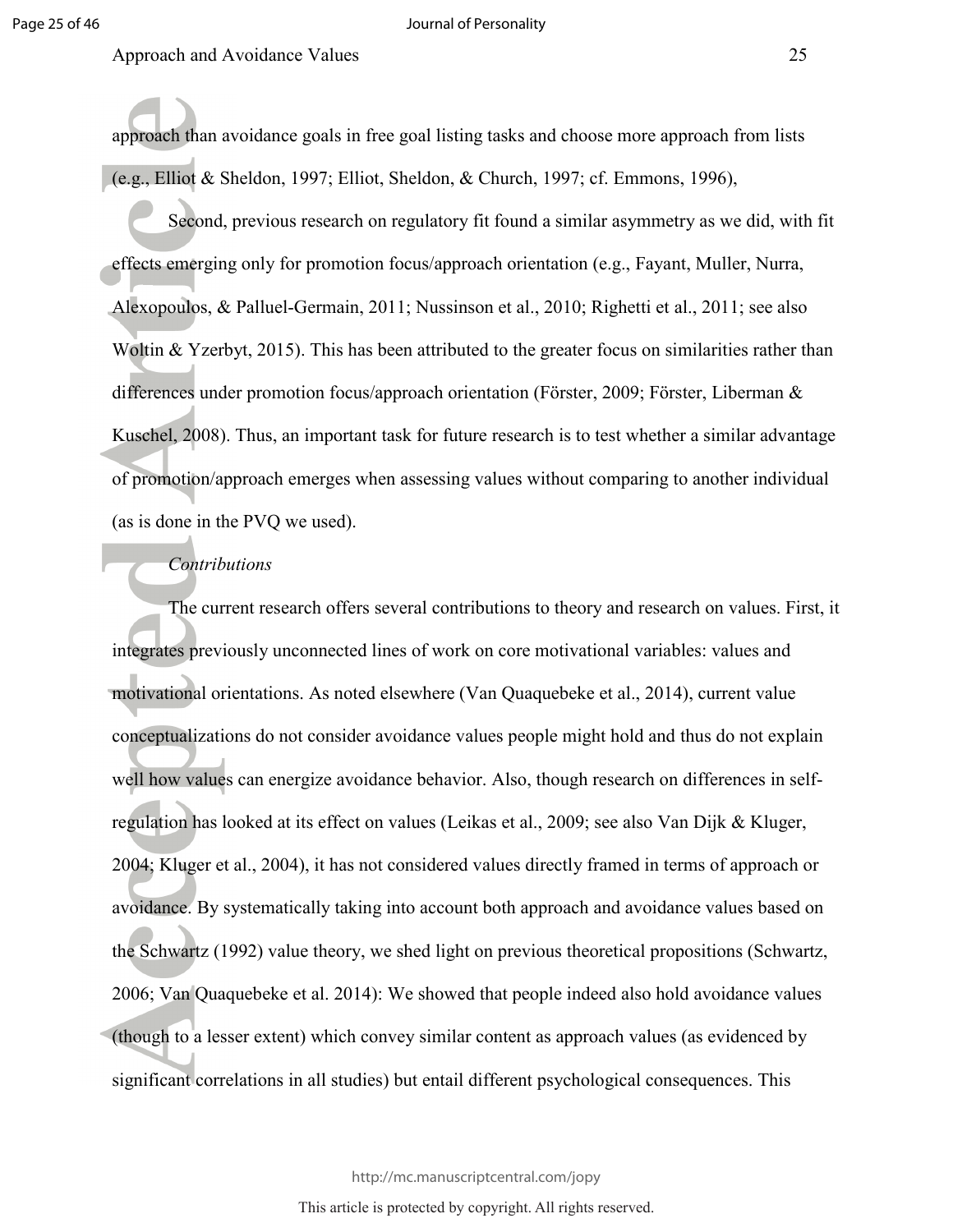approach than avoidance goals in free goal listing tasks and choose more approach from lists (e.g., Elliot & Sheldon, 1997; Elliot, Sheldon, & Church, 1997; cf. Emmons, 1996),

Second, previous research on regulatory fit found a similar asymmetry as we did, with fit effects emerging only for promotion focus/approach orientation (e.g., Fayant, Muller, Nurra, Alexopoulos, & Palluel-Germain, 2011; Nussinson et al., 2010; Righetti et al., 2011; see also Woltin & Yzerbyt, 2015). This has been attributed to the greater focus on similarities rather than differences under promotion focus/approach orientation (Förster, 2009; Förster, Liberman & Kuschel, 2008). Thus, an important task for future research is to test whether a similar advantage of promotion/approach emerges when assessing values without comparing to another individual (as is done in the PVQ we used).

*Contributions*

The current research offers several contributions to theory and research on values. First, it integrates previously unconnected lines of work on core motivational variables: values and motivational orientations. As noted elsewhere (Van Quaquebeke et al., 2014), current value conceptualizations do not consider avoidance values people might hold and thus do not explain well how values can energize avoidance behavior. Also, though research on differences in self-regulation has looked at its effect on values (Leikas et al., 2009; see also Van Dijk & Kluger, 2004; Kluger et al., 2004), it has not considered values directly framed in terms of approach or avoidance. By systematically taking into account both approach and avoidance values based on the Schwartz (1992) value theory, we shed light on previous theoretical propositions (Schwartz, 2006; Van Quaquebeke et al. 2014): We showed that people indeed also hold avoidance values (though to a lesser extent) which convey similar content as approach values (as evidenced by significant correlations in all studies) but entail different psychological consequences. This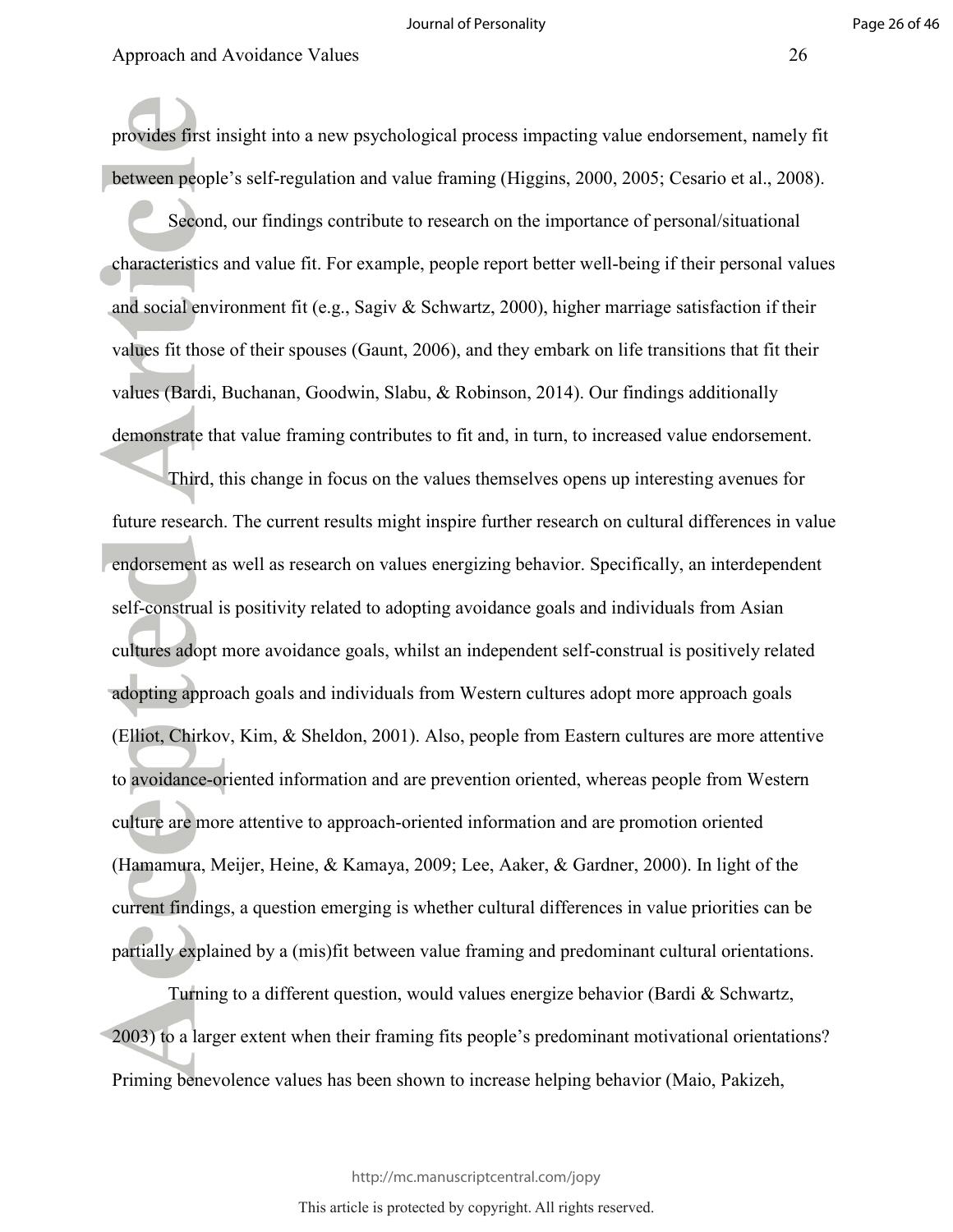provides first insight into a new psychological process impacting value endorsement, namely fit between people's self-regulation and value framing (Higgins, 2000, 2005; Cesario et al., 2008).

Second, our findings contribute to research on the importance of personal/situational characteristics and value fit. For example, people report better well-being if their personal values and social environment fit (e.g., Sagiv & Schwartz, 2000), higher marriage satisfaction if their values fit those of their spouses (Gaunt, 2006), and they embark on life transitions that fit their values (Bardi, Buchanan, Goodwin, Slabu, & Robinson, 2014). Our findings additionally demonstrate that value framing contributes to fit and, in turn, to increased value endorsement.

Third, this change in focus on the values themselves opens up interesting avenues for future research. The current results might inspire further research on cultural differences in value endorsement as well as research on values energizing behavior. Specifically, an interdependent self-construal is positivity related to adopting avoidance goals and individuals from Asian cultures adopt more avoidance goals, whilst an independent self-construal is positively related adopting approach goals and individuals from Western cultures adopt more approach goals (Elliot, Chirkov, Kim, & Sheldon, 2001). Also, people from Eastern cultures are more attentive to avoidance-oriented information and are prevention oriented, whereas people from Western culture are more attentive to approach-oriented information and are promotion oriented (Hamamura, Meijer, Heine, & Kamaya, 2009; Lee, Aaker, & Gardner, 2000). In light of the current findings, a question emerging is whether cultural differences in value priorities can be partially explained by a (mis)fit between value framing and predominant cultural orientations.

Turning to a different question, would values energize behavior (Bardi & Schwartz, 2003) to a larger extent when their framing fits people's predominant motivational orientations? Priming benevolence values has been shown to increase helping behavior (Maio, Pakizeh,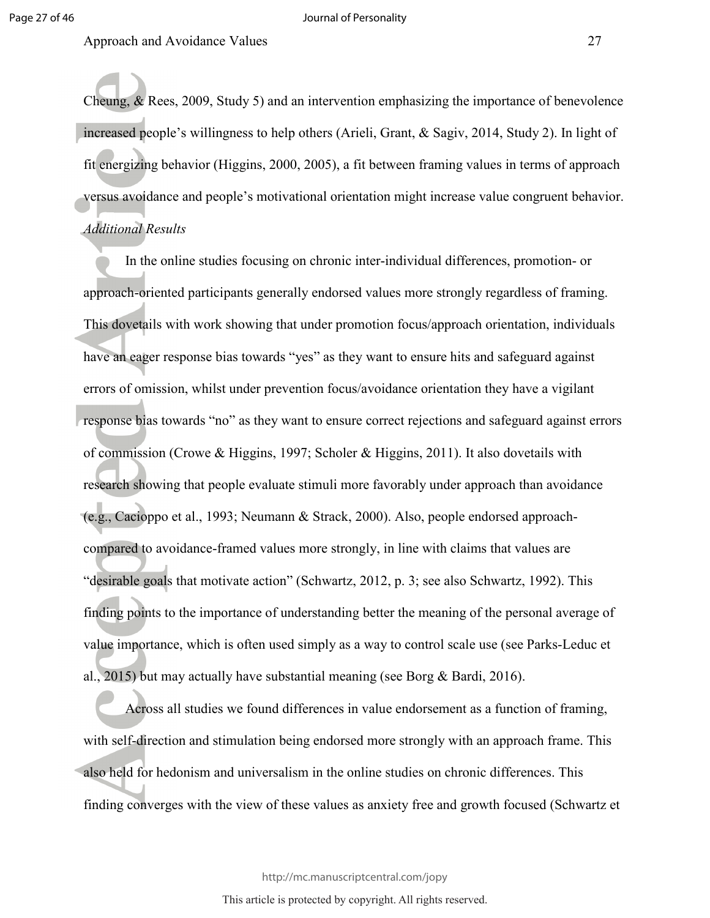Cheung, & Rees, 2009, Study 5) and an intervention emphasizing the importance of benevolence increased people's willingness to help others (Arieli, Grant, & Sagiv, 2014, Study 2). In light of fit energizing behavior (Higgins, 2000, 2005), a fit between framing values in terms of approach versus avoidance and people's motivational orientation might increase value congruent behavior.

*Additional Results*

In the online studies focusing on chronic inter-individual differences, promotion- or approach-oriented participants generally endorsed values more strongly regardless of framing. This dovetails with work showing that under promotion focus/approach orientation, individuals have an eager response bias towards "yes" as they want to ensure hits and safeguard against errors of omission, whilst under prevention focus/avoidance orientation they have a vigilant response bias towards "no" as they want to ensure correct rejections and safeguard against errors of commission (Crowe & Higgins, 1997; Scholer & Higgins, 2011). It also dovetails with research showing that people evaluate stimuli more favorably under approach than avoidance (e.g., Cacioppo et al., 1993; Neumann & Strack, 2000). Also, people endorsed approach- compared to avoidance-framed values more strongly, in line with claims that values are "desirable goals that motivate action" (Schwartz, 2012, p. 3; see also Schwartz, 1992). This finding points to the importance of understanding better the meaning of the personal average of value importance, which is often used simply as a way to control scale use (see Parks-Leduc et al., 2015) but may actually have substantial meaning (see Borg & Bardi, 2016).

Across all studies we found differences in value endorsement as a function of framing, with self-direction and stimulation being endorsed more strongly with an approach frame. This also held for hedonism and universalism in the online studies on chronic differences. This finding converges with the view of these values as anxiety free and growth focused (Schwartz et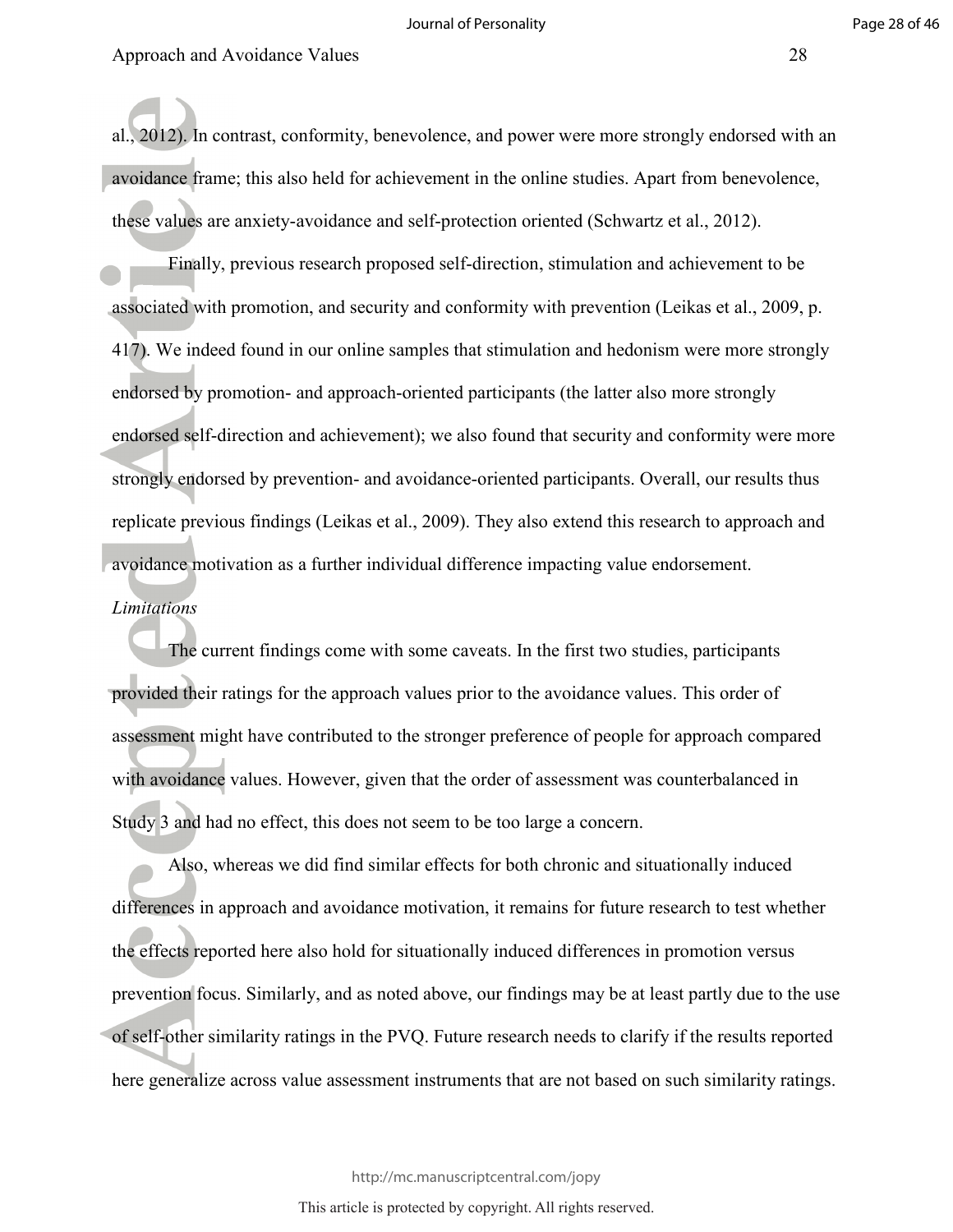al., 2012). In contrast, conformity, benevolence, and power were more strongly endorsed with an avoidance frame; this also held for achievement in the online studies. Apart from benevolence, these values are anxiety-avoidance and self-protection oriented (Schwartz et al., 2012).

Finally, previous research proposed self-direction, stimulation and achievement to be associated with promotion, and security and conformity with prevention (Leikas et al., 2009, p. 417). We indeed found in our online samples that stimulation and hedonism were more strongly endorsed by promotion- and approach-oriented participants (the latter also more strongly endorsed self-direction and achievement); we also found that security and conformity were more strongly endorsed by prevention- and avoidance-oriented participants. Overall, our results thus replicate previous findings (Leikas et al., 2009). They also extend this research to approach and avoidance motivation as a further individual difference impacting value endorsement.

*Limitations*

The current findings come with some caveats. In the first two studies, participants provided their ratings for the approach values prior to the avoidance values. This order of assessment might have contributed to the stronger preference of people for approach compared with avoidance values. However, given that the order of assessment was counterbalanced in Study 3 and had no effect, this does not seem to be too large a concern.

Also, whereas we did find similar effects for both chronic and situationally induced differences in approach and avoidance motivation, it remains for future research to test whether the effects reported here also hold for situationally induced differences in promotion versus prevention focus. Similarly, and as noted above, our findings may be at least partly due to the use of self-other similarity ratings in the PVQ. Future research needs to clarify if the results reported here generalize across value assessment instruments that are not based on such similarity ratings.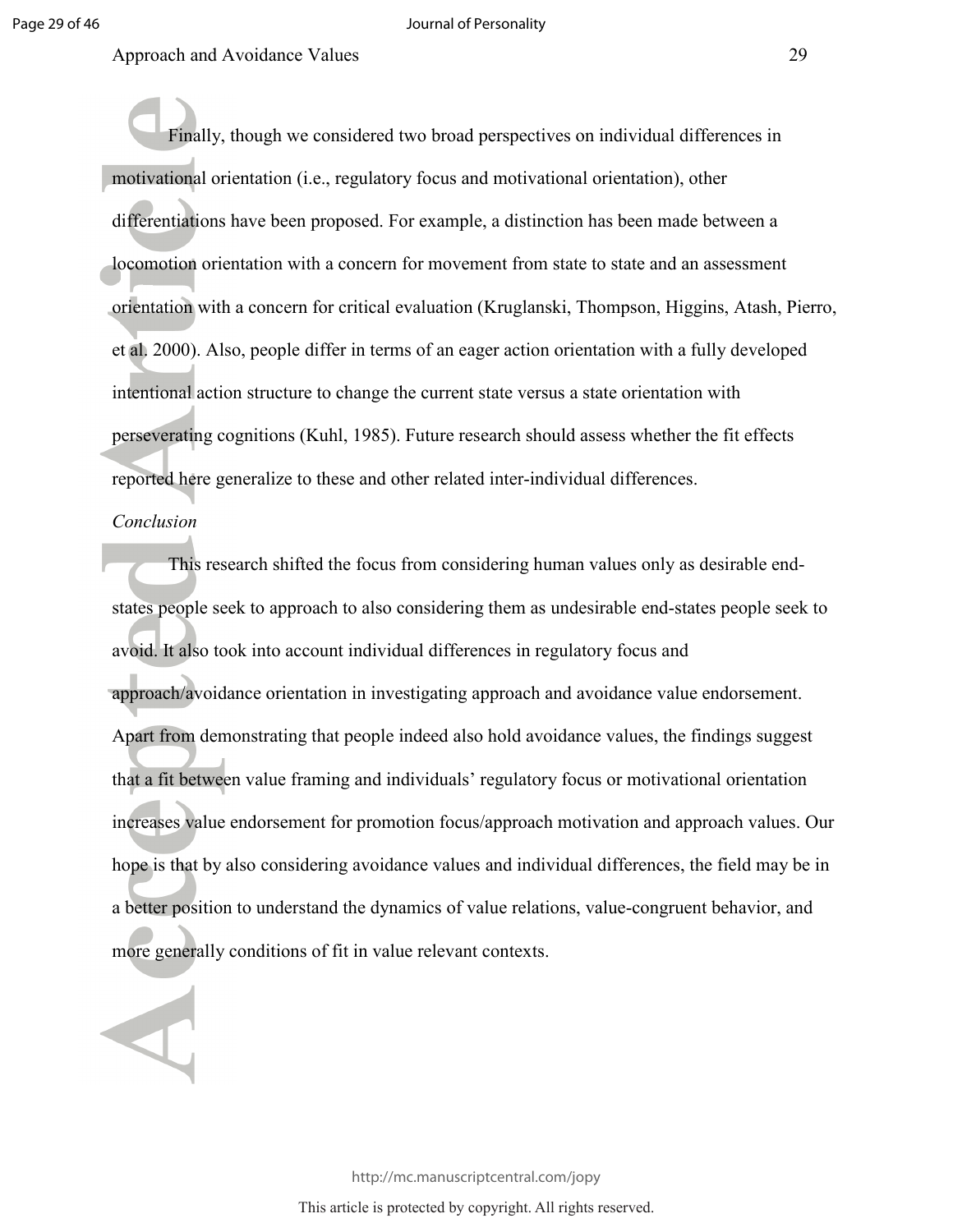Finally, though we considered two broad perspectives on individual differences in motivational orientation (i.e., regulatory focus and motivational orientation), other differentiations have been proposed. For example, a distinction has been made between a locomotion orientation with a concern for movement from state to state and an assessment orientation with a concern for critical evaluation (Kruglanski, Thompson, Higgins, Atash, Pierro, et al. 2000). Also, people differ in terms of an eager action orientation with a fully developed intentional action structure to change the current state versus a state orientation with perseverating cognitions (Kuhl, 1985). Future research should assess whether the fit effects reported here generalize to these and other related inter-individual differences.

*Conclusion*

This research shifted the focus from considering human values only as desirable end-states people seek to approach to also considering them as undesirable end-states people seek to avoid. It also took into account individual differences in regulatory focus and approach/avoidance orientation in investigating approach and avoidance value endorsement. Apart from demonstrating that people indeed also hold avoidance values, the findings suggest that a fit between value framing and individuals' regulatory focus or motivational orientation increases value endorsement for promotion focus/approach motivation and approach values. Our hope is that by also considering avoidance values and individual differences, the field may be in a better position to understand the dynamics of value relations, value-congruent behavior, and more generally conditions of fit in value relevant contexts.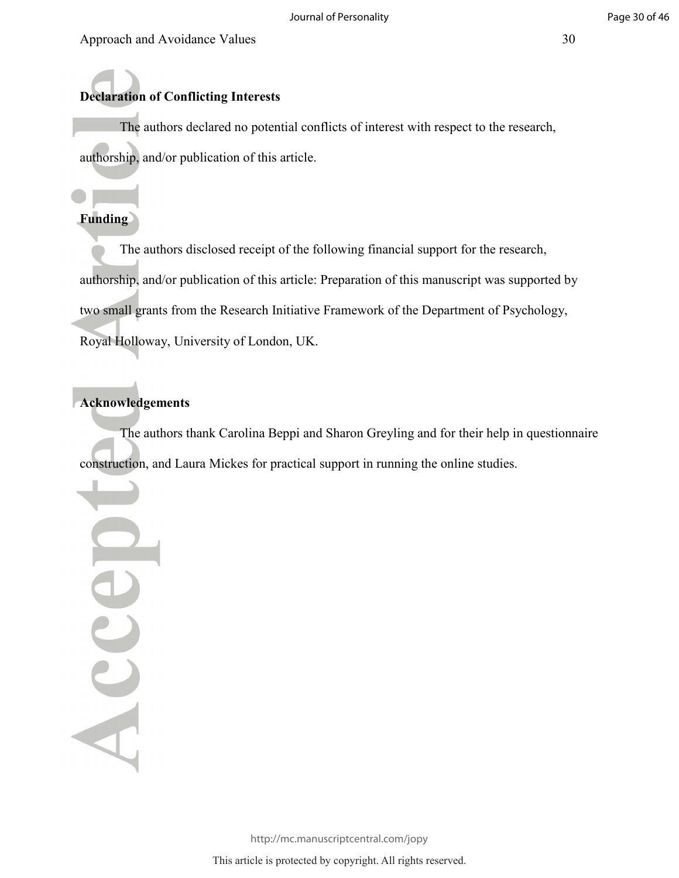## Declaration of Conflicting Interests

The authors declared no potential conflicts of interest with respect to the research, authorship, and/or publication of this article.

## Funding

The authors disclosed receipt of the following financial support for the research, authorship, and/or publication of this article: Preparation of this manuscript was supported by two small grants from the Research Initiative Framework of the Department of Psychology, Royal Holloway, University of London, UK.

## Acknowledgements

The authors thank Carolina Beppi and Sharon Greyling and for their help in questionnaire construction, and Laura Mickes for practical support in running the online studies.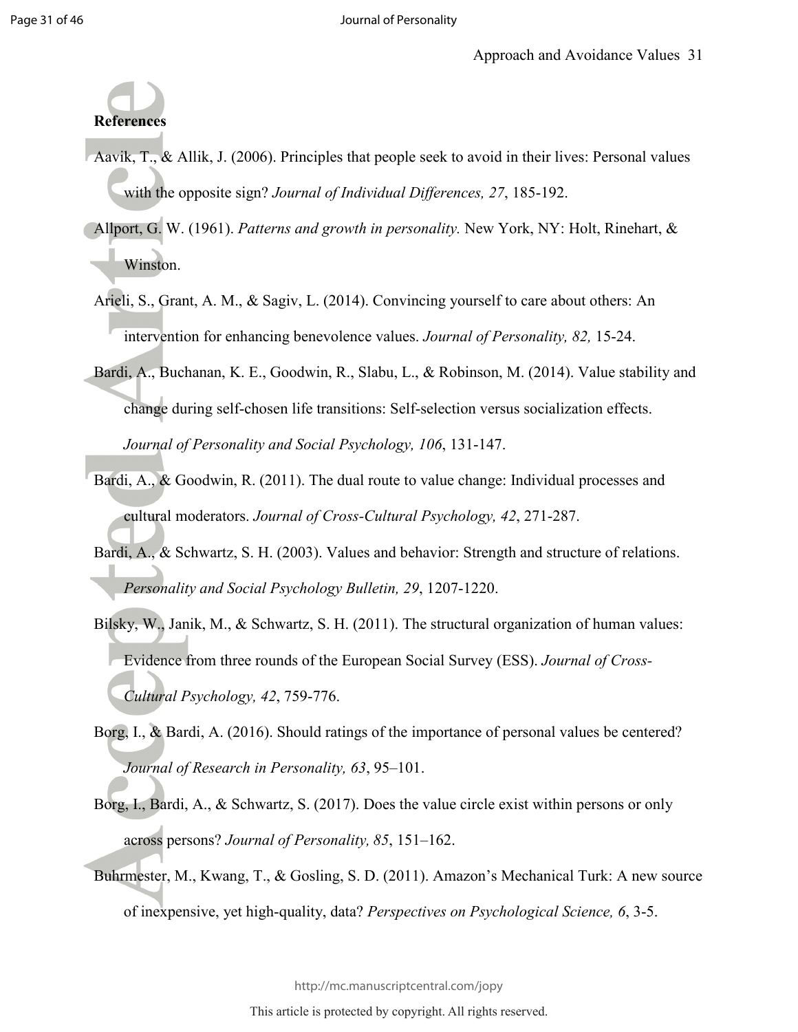**References**

Aavik, T., & Allik, J. (2006). Principles that people seek to avoid in their lives: Personal values with the opposite sign? *Journal of Individual Differences, 27*, 185-192.

Allport, G. W. (1961). *Patterns and growth in personality.* New York, NY: Holt, Rinehart, & Winston.

Arieli, S., Grant, A. M., & Sagiv, L. (2014). Convincing yourself to care about others: An intervention for enhancing benevolence values. *Journal of Personality, 82,* 15-24.

Bardi, A., Buchanan, K. E., Goodwin, R., Slabu, L., & Robinson, M. (2014). Value stability and change during self-chosen life transitions: Self-selection versus socialization effects. *Journal of Personality and Social Psychology, 106*, 131-147.

Bardi, A., & Goodwin, R. (2011). The dual route to value change: Individual processes and cultural moderators. *Journal of Cross-Cultural Psychology, 42*, 271-287.

Bardi, A., & Schwartz, S. H. (2003). Values and behavior: Strength and structure of relations. *Personality and Social Psychology Bulletin, 29*, 1207-1220.

Bilsky, W., Janik, M., & Schwartz, S. H. (2011). The structural organization of human values: Evidence from three rounds of the European Social Survey (ESS). *Journal of Cross-Cultural Psychology, 42*, 759-776.

Borg, I., & Bardi, A. (2016). Should ratings of the importance of personal values be centered? *Journal of Research in Personality, 63*, 95–101.

Borg, I., Bardi, A., & Schwartz, S. (2017). Does the value circle exist within persons or only across persons? *Journal of Personality, 85*, 151–162.

Buhrmester, M., Kwang, T., & Gosling, S. D. (2011). Amazon's Mechanical Turk: A new source of inexpensive, yet high-quality, data? *Perspectives on Psychological Science, 6*, 3-5.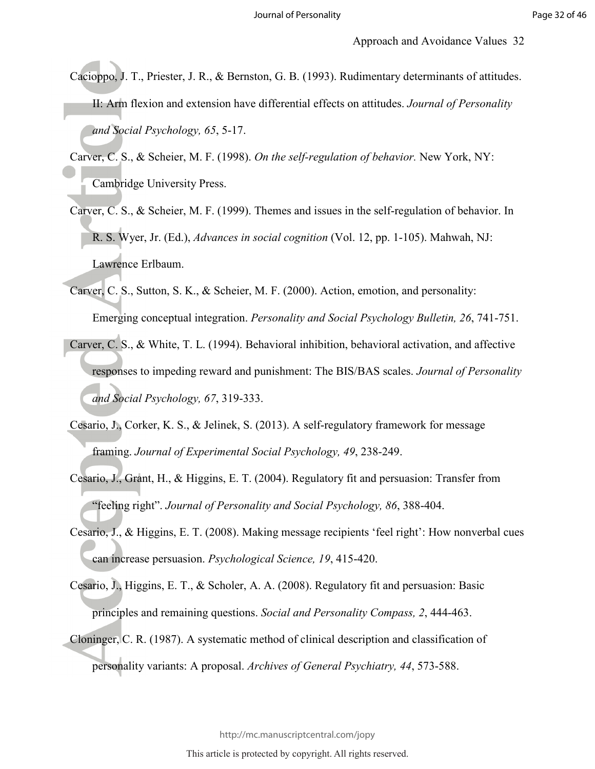Cacioppo, J. T., Priester, J. R., & Bernston, G. B. (1993). Rudimentary determinants of attitudes. II: Arm flexion and extension have differential effects on attitudes. *Journal of Personality and Social Psychology, 65*, 5-17.

Carver, C. S., & Scheier, M. F. (1998). *On the self-regulation of behavior.* New York, NY: Cambridge University Press.

Carver, C. S., & Scheier, M. F. (1999). Themes and issues in the self-regulation of behavior. In R. S. Wyer, Jr. (Ed.), *Advances in social cognition* (Vol. 12, pp. 1-105). Mahwah, NJ: Lawrence Erlbaum.

Carver, C. S., Sutton, S. K., & Scheier, M. F. (2000). Action, emotion, and personality: Emerging conceptual integration. *Personality and Social Psychology Bulletin, 26*, 741-751.

Carver, C. S., & White, T. L. (1994). Behavioral inhibition, behavioral activation, and affective responses to impeding reward and punishment: The BIS/BAS scales. *Journal of Personality and Social Psychology, 67*, 319-333.

Cesario, J., Corker, K. S., & Jelinek, S. (2013). A self-regulatory framework for message framing. *Journal of Experimental Social Psychology, 49*, 238-249.

Cesario, J., Grant, H., & Higgins, E. T. (2004). Regulatory fit and persuasion: Transfer from "feeling right". *Journal of Personality and Social Psychology, 86*, 388-404.

Cesario, J., & Higgins, E. T. (2008). Making message recipients 'feel right': How nonverbal cues can increase persuasion. *Psychological Science, 19*, 415-420.

Cesario, J., Higgins, E. T., & Scholer, A. A. (2008). Regulatory fit and persuasion: Basic principles and remaining questions. *Social and Personality Compass, 2*, 444-463.

Cloninger, C. R. (1987). A systematic method of clinical description and classification of personality variants: A proposal. *Archives of General Psychiatry, 44*, 573-588.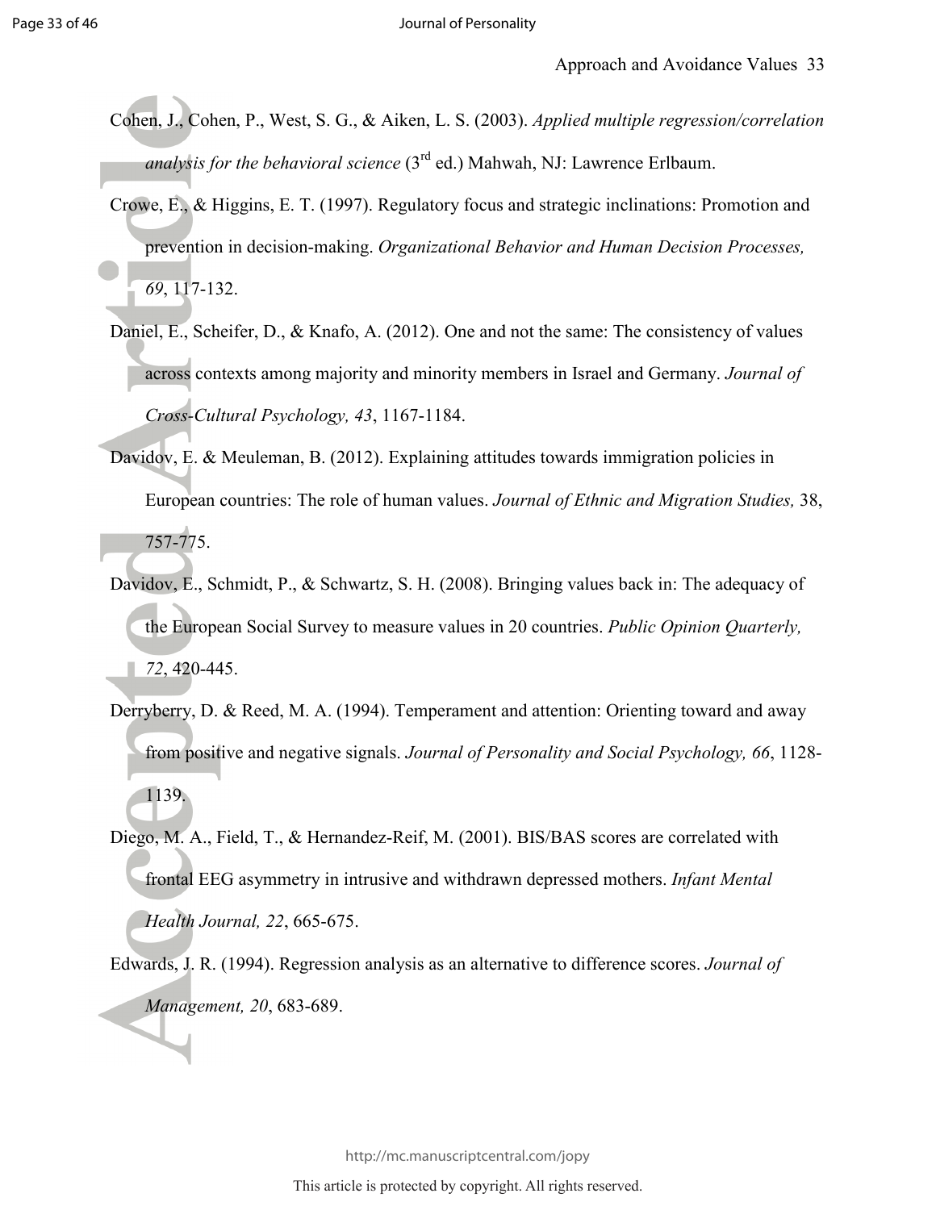Cohen, J., Cohen, P., West, S. G., & Aiken, L. S. (2003). *Applied multiple regression/correlation analysis for the behavioral science* (3rd ed.) Mahwah, NJ: Lawrence Erlbaum.

Crowe, E., & Higgins, E. T. (1997). Regulatory focus and strategic inclinations: Promotion and prevention in decision-making. *Organizational Behavior and Human Decision Processes, 69*, 117-132.

Daniel, E., Scheifer, D., & Knafo, A. (2012). One and not the same: The consistency of values across contexts among majority and minority members in Israel and Germany. *Journal of Cross-Cultural Psychology, 43*, 1167-1184.

Davidov, E. & Meuleman, B. (2012). Explaining attitudes towards immigration policies in European countries: The role of human values. *Journal of Ethnic and Migration Studies,* 38, 757-775.

Davidov, E., Schmidt, P., & Schwartz, S. H. (2008). Bringing values back in: The adequacy of the European Social Survey to measure values in 20 countries. *Public Opinion Quarterly, 72*, 420-445.

Derryberry, D. & Reed, M. A. (1994). Temperament and attention: Orienting toward and away from positive and negative signals. *Journal of Personality and Social Psychology, 66*, 1128-1139.

Diego, M. A., Field, T., & Hernandez-Reif, M. (2001). BIS/BAS scores are correlated with frontal EEG asymmetry in intrusive and withdrawn depressed mothers. *Infant Mental Health Journal, 22*, 665-675.

Edwards, J. R. (1994). Regression analysis as an alternative to difference scores. *Journal of Management, 20*, 683-689.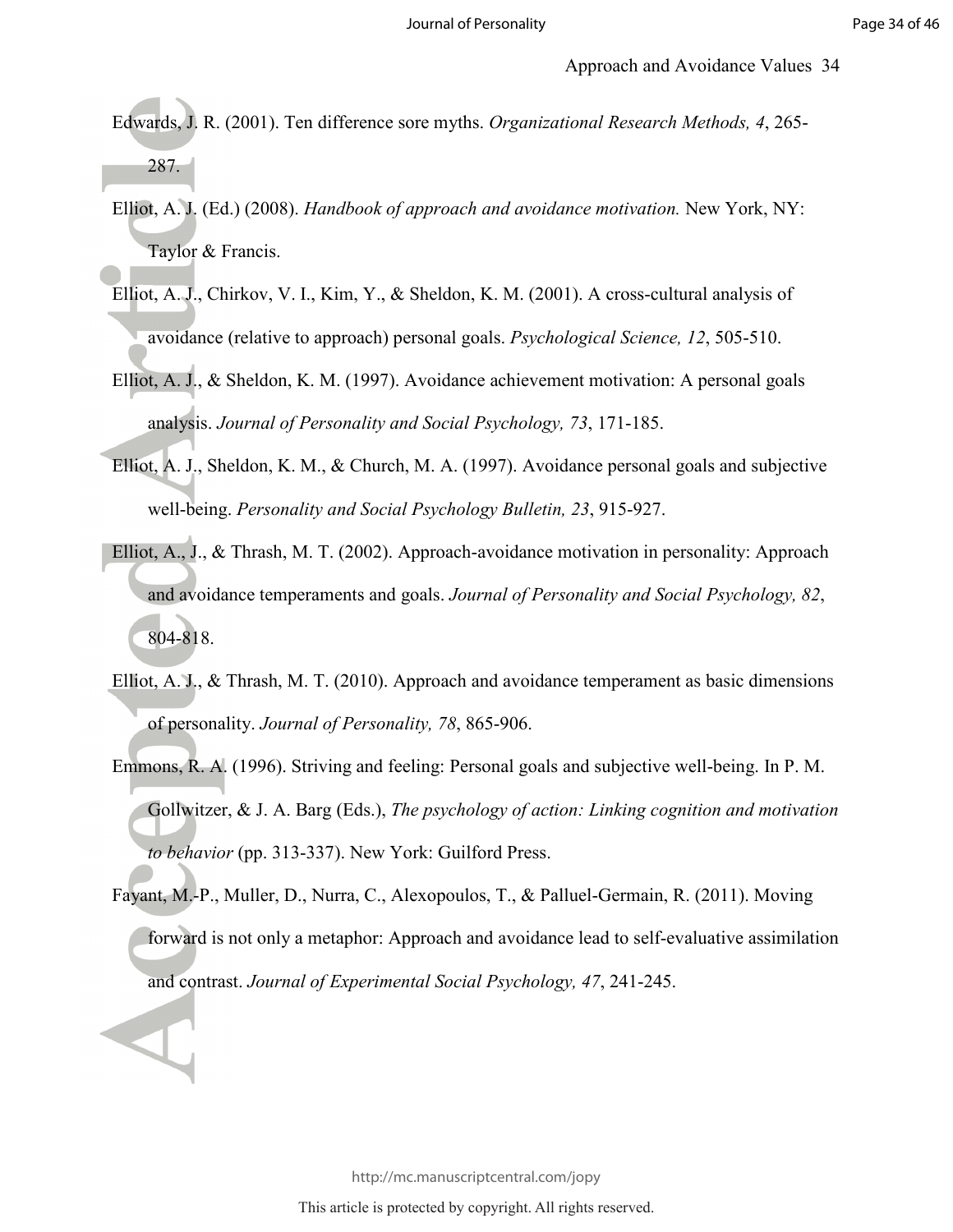Edwards, J. R. (2001). Ten difference sore myths. *Organizational Research Methods, 4*, 265-287.

Elliot, A. J. (Ed.) (2008). *Handbook of approach and avoidance motivation.* New York, NY: Taylor & Francis.

Elliot, A. J., Chirkov, V. I., Kim, Y., & Sheldon, K. M. (2001). A cross-cultural analysis of avoidance (relative to approach) personal goals. *Psychological Science, 12*, 505-510.

Elliot, A. J., & Sheldon, K. M. (1997). Avoidance achievement motivation: A personal goals analysis. *Journal of Personality and Social Psychology, 73*, 171-185.

Elliot, A. J., Sheldon, K. M., & Church, M. A. (1997). Avoidance personal goals and subjective well-being. *Personality and Social Psychology Bulletin, 23*, 915-927.

Elliot, A., J., & Thrash, M. T. (2002). Approach-avoidance motivation in personality: Approach and avoidance temperaments and goals. *Journal of Personality and Social Psychology, 82*, 804-818.

Elliot, A. J., & Thrash, M. T. (2010). Approach and avoidance temperament as basic dimensions of personality. *Journal of Personality, 78*, 865-906.

Emmons, R. A. (1996). Striving and feeling: Personal goals and subjective well-being. In P. M. Gollwitzer, & J. A. Barg (Eds.), *The psychology of action: Linking cognition and motivation to behavior* (pp. 313-337). New York: Guilford Press.

Fayant, M.-P., Muller, D., Nurra, C., Alexopoulos, T., & Palluel-Germain, R. (2011). Moving forward is not only a metaphor: Approach and avoidance lead to self-evaluative assimilation and contrast. *Journal of Experimental Social Psychology, 47*, 241-245.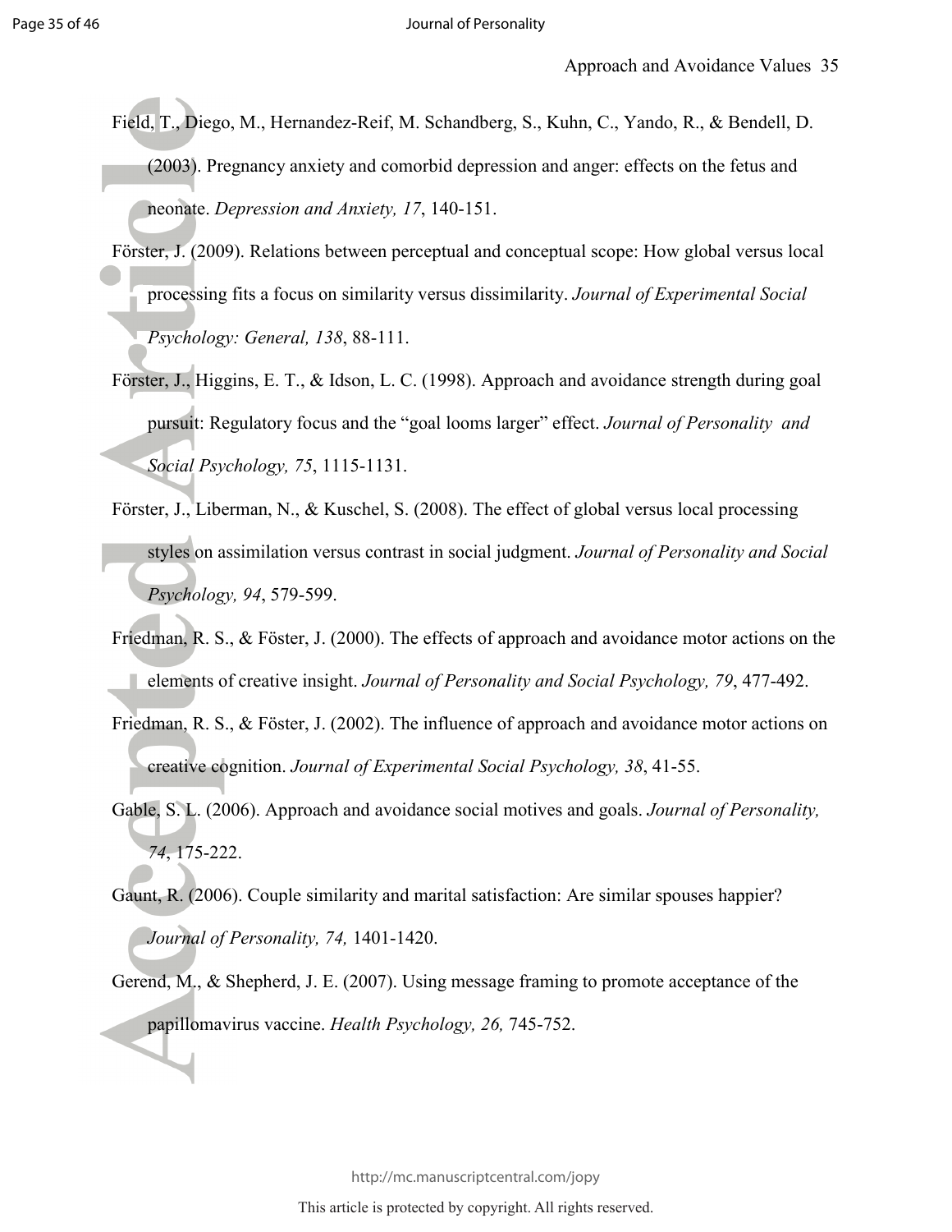Field, T., Diego, M., Hernandez-Reif, M. Schandberg, S., Kuhn, C., Yando, R., & Bendell, D. (2003). Pregnancy anxiety and comorbid depression and anger: effects on the fetus and neonate. *Depression and Anxiety, 17*, 140-151.

Förster, J. (2009). Relations between perceptual and conceptual scope: How global versus local processing fits a focus on similarity versus dissimilarity. *Journal of Experimental Social Psychology: General, 138*, 88-111.

Förster, J., Higgins, E. T., & Idson, L. C. (1998). Approach and avoidance strength during goal pursuit: Regulatory focus and the "goal looms larger" effect. *Journal of Personality and Social Psychology, 75*, 1115-1131.

Förster, J., Liberman, N., & Kuschel, S. (2008). The effect of global versus local processing styles on assimilation versus contrast in social judgment. *Journal of Personality and Social Psychology, 94*, 579-599.

Friedman, R. S., & Föster, J. (2000). The effects of approach and avoidance motor actions on the elements of creative insight. *Journal of Personality and Social Psychology, 79*, 477-492.

Friedman, R. S., & Föster, J. (2002). The influence of approach and avoidance motor actions on creative cognition. *Journal of Experimental Social Psychology, 38*, 41-55.

Gable, S. L. (2006). Approach and avoidance social motives and goals. *Journal of Personality, 74*, 175-222.

Gaunt, R. (2006). Couple similarity and marital satisfaction: Are similar spouses happier? *Journal of Personality, 74,* 1401-1420.

Gerend, M., & Shepherd, J. E. (2007). Using message framing to promote acceptance of the papillomavirus vaccine. *Health Psychology, 26,* 745-752.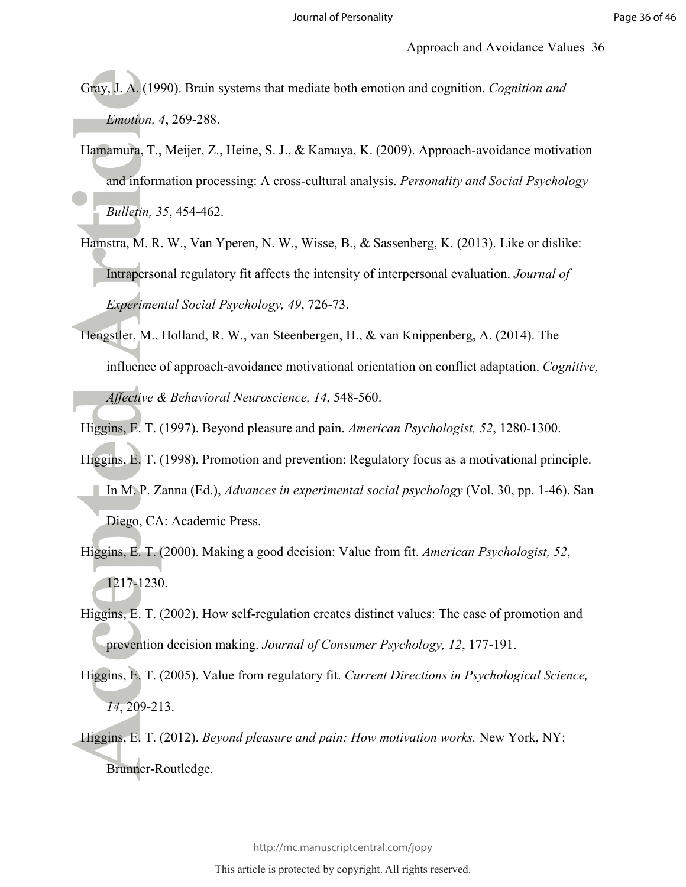Gray, J. A. (1990). Brain systems that mediate both emotion and cognition. *Cognition and Emotion, 4*, 269-288.

Hamamura, T., Meijer, Z., Heine, S. J., & Kamaya, K. (2009). Approach-avoidance motivation and information processing: A cross-cultural analysis. *Personality and Social Psychology Bulletin, 35*, 454-462.

Hamstra, M. R. W., Van Yperen, N. W., Wisse, B., & Sassenberg, K. (2013). Like or dislike: Intrapersonal regulatory fit affects the intensity of interpersonal evaluation. *Journal of Experimental Social Psychology, 49*, 726-73.

Hengstler, M., Holland, R. W., van Steenbergen, H., & van Knippenberg, A. (2014). The influence of approach-avoidance motivational orientation on conflict adaptation. *Cognitive, Affective & Behavioral Neuroscience, 14*, 548-560.

Higgins, E. T. (1997). Beyond pleasure and pain. *American Psychologist, 52*, 1280-1300.

Higgins, E. T. (1998). Promotion and prevention: Regulatory focus as a motivational principle. In M. P. Zanna (Ed.), *Advances in experimental social psychology* (Vol. 30, pp. 1-46). San Diego, CA: Academic Press.

Higgins, E. T. (2000). Making a good decision: Value from fit. *American Psychologist, 52*, 1217-1230.

Higgins, E. T. (2002). How self-regulation creates distinct values: The case of promotion and prevention decision making. *Journal of Consumer Psychology, 12*, 177-191.

Higgins, E. T. (2005). Value from regulatory fit. *Current Directions in Psychological Science, 14*, 209-213.

Higgins, E. T. (2012). *Beyond pleasure and pain: How motivation works.* New York, NY: Brunner-Routledge.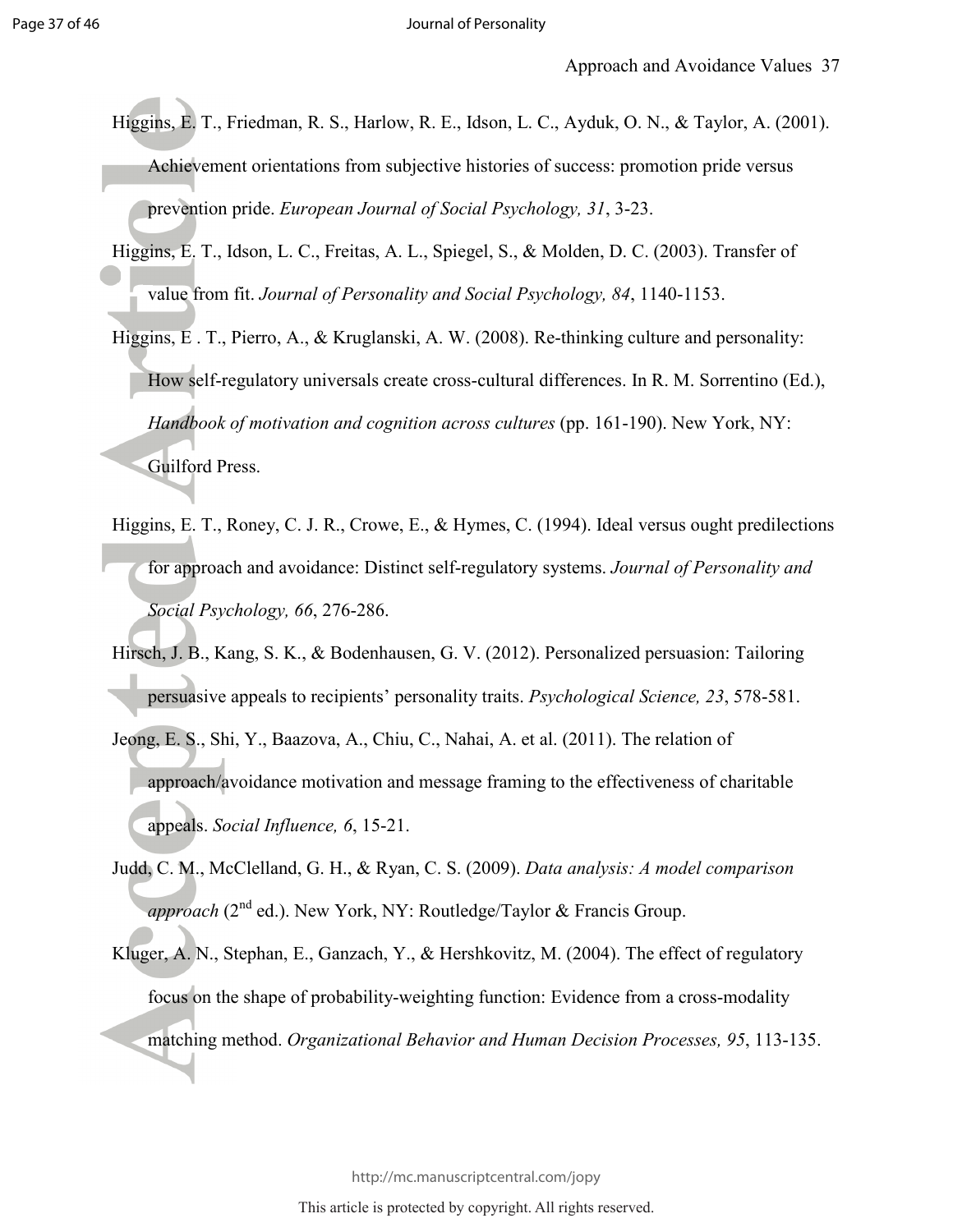Higgins, E. T., Friedman, R. S., Harlow, R. E., Idson, L. C., Ayduk, O. N., & Taylor, A. (2001). Achievement orientations from subjective histories of success: promotion pride versus prevention pride. *European Journal of Social Psychology, 31*, 3-23.

Higgins, E. T., Idson, L. C., Freitas, A. L., Spiegel, S., & Molden, D. C. (2003). Transfer of value from fit. *Journal of Personality and Social Psychology, 84*, 1140-1153.

Higgins, E . T., Pierro, A., & Kruglanski, A. W. (2008). Re-thinking culture and personality: How self-regulatory universals create cross-cultural differences. In R. M. Sorrentino (Ed.), *Handbook of motivation and cognition across cultures* (pp. 161-190). New York, NY: Guilford Press.

Higgins, E. T., Roney, C. J. R., Crowe, E., & Hymes, C. (1994). Ideal versus ought predilections for approach and avoidance: Distinct self-regulatory systems. *Journal of Personality and Social Psychology, 66*, 276-286.

Hirsch, J. B., Kang, S. K., & Bodenhausen, G. V. (2012). Personalized persuasion: Tailoring persuasive appeals to recipients' personality traits. *Psychological Science, 23*, 578-581.

Jeong, E. S., Shi, Y., Baazova, A., Chiu, C., Nahai, A. et al. (2011). The relation of approach/avoidance motivation and message framing to the effectiveness of charitable appeals. *Social Influence, 6*, 15-21.

Judd, C. M., McClelland, G. H., & Ryan, C. S. (2009). *Data analysis: A model comparison approach* (2nd ed.). New York, NY: Routledge/Taylor & Francis Group.

Kluger, A. N., Stephan, E., Ganzach, Y., & Hershkovitz, M. (2004). The effect of regulatory focus on the shape of probability-weighting function: Evidence from a cross-modality matching method. *Organizational Behavior and Human Decision Processes, 95*, 113-135.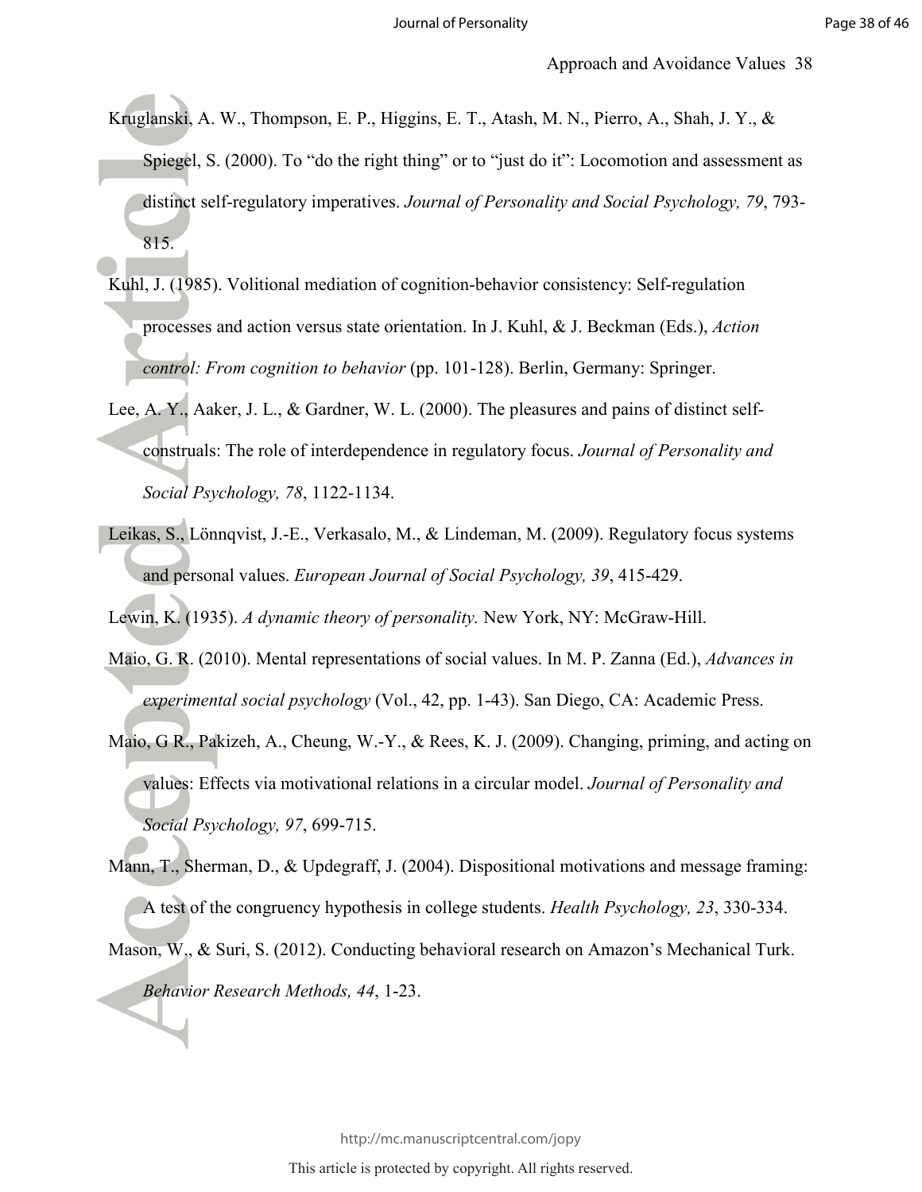Kruglanski, A. W., Thompson, E. P., Higgins, E. T., Atash, M. N., Pierro, A., Shah, J. Y., & Spiegel, S. (2000). To "do the right thing" or to "just do it": Locomotion and assessment as distinct self-regulatory imperatives. *Journal of Personality and Social Psychology, 79*, 793-815.

Kuhl, J. (1985). Volitional mediation of cognition-behavior consistency: Self-regulation processes and action versus state orientation. In J. Kuhl, & J. Beckman (Eds.), *Action control: From cognition to behavior* (pp. 101-128). Berlin, Germany: Springer.

Lee, A. Y., Aaker, J. L., & Gardner, W. L. (2000). The pleasures and pains of distinct self-construals: The role of interdependence in regulatory focus. *Journal of Personality and Social Psychology, 78*, 1122-1134.

Leikas, S., Lönnqvist, J.-E., Verkasalo, M., & Lindeman, M. (2009). Regulatory focus systems and personal values. *European Journal of Social Psychology, 39*, 415-429.

Lewin, K. (1935). *A dynamic theory of personality.* New York, NY: McGraw-Hill.

Maio, G. R. (2010). Mental representations of social values. In M. P. Zanna (Ed.), *Advances in experimental social psychology* (Vol., 42, pp. 1-43). San Diego, CA: Academic Press.

Maio, G R., Pakizeh, A., Cheung, W.-Y., & Rees, K. J. (2009). Changing, priming, and acting on values: Effects via motivational relations in a circular model. *Journal of Personality and Social Psychology, 97*, 699-715.

Mann, T., Sherman, D., & Updegraff, J. (2004). Dispositional motivations and message framing: A test of the congruency hypothesis in college students. *Health Psychology, 23*, 330-334.

Mason, W., & Suri, S. (2012). Conducting behavioral research on Amazon's Mechanical Turk. *Behavior Research Methods, 44*, 1-23.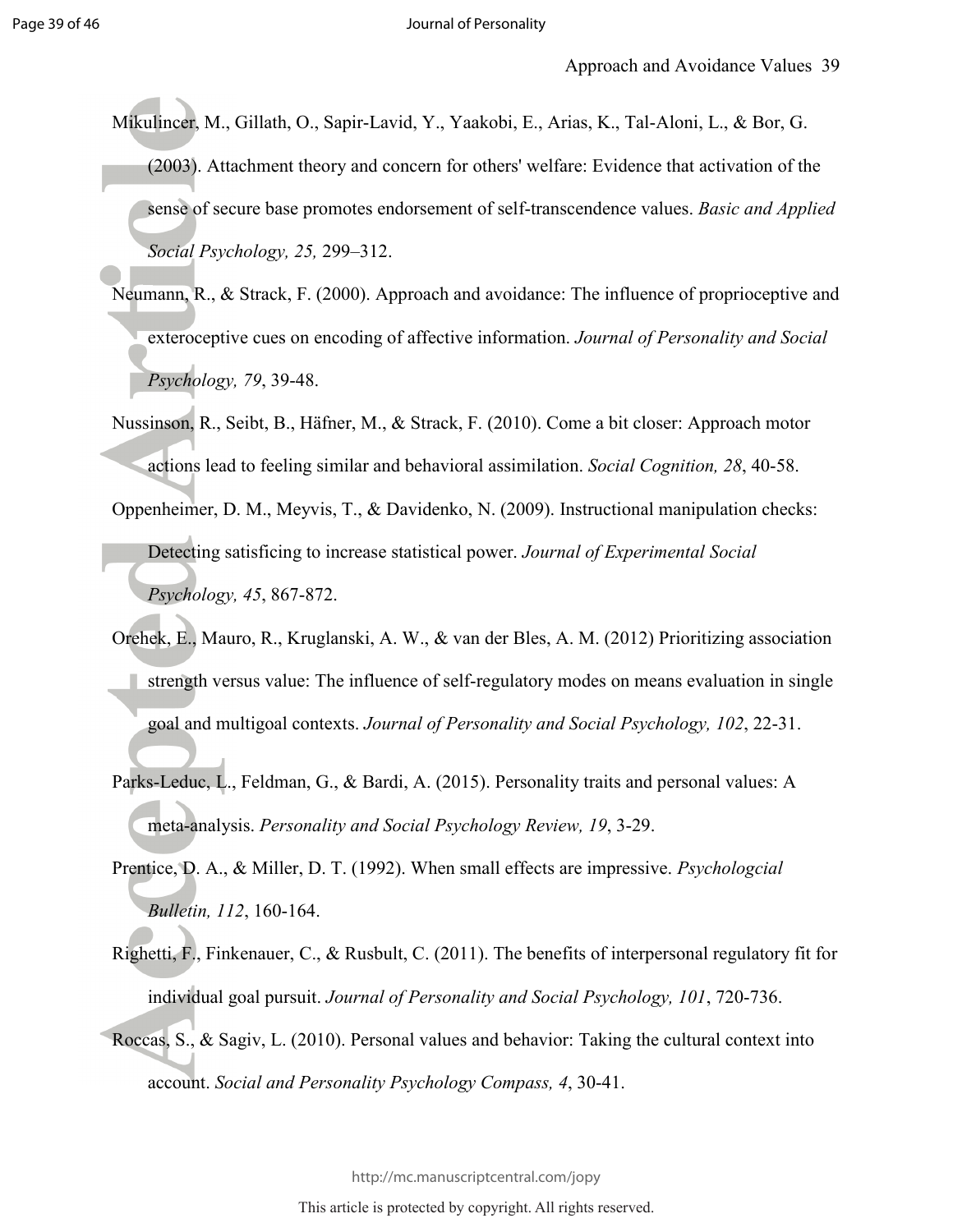Mikulincer, M., Gillath, O., Sapir-Lavid, Y., Yaakobi, E., Arias, K., Tal-Aloni, L., & Bor, G. (2003). Attachment theory and concern for others' welfare: Evidence that activation of the sense of secure base promotes endorsement of self-transcendence values. *Basic and Applied Social Psychology, 25,* 299–312.

Neumann, R., & Strack, F. (2000). Approach and avoidance: The influence of proprioceptive and exteroceptive cues on encoding of affective information. *Journal of Personality and Social Psychology, 79*, 39-48.

Nussinson, R., Seibt, B., Häfner, M., & Strack, F. (2010). Come a bit closer: Approach motor actions lead to feeling similar and behavioral assimilation. *Social Cognition, 28*, 40-58.

Oppenheimer, D. M., Meyvis, T., & Davidenko, N. (2009). Instructional manipulation checks: Detecting satisficing to increase statistical power. *Journal of Experimental Social Psychology, 45*, 867-872.

Orehek, E., Mauro, R., Kruglanski, A. W., & van der Bles, A. M. (2012) Prioritizing association strength versus value: The influence of self-regulatory modes on means evaluation in single goal and multigoal contexts. *Journal of Personality and Social Psychology, 102*, 22-31.

Parks-Leduc, L., Feldman, G., & Bardi, A. (2015). Personality traits and personal values: A meta-analysis. *Personality and Social Psychology Review, 19*, 3-29.

Prentice, D. A., & Miller, D. T. (1992). When small effects are impressive. *Psychologcial Bulletin, 112*, 160-164.

Righetti, F., Finkenauer, C., & Rusbult, C. (2011). The benefits of interpersonal regulatory fit for individual goal pursuit. *Journal of Personality and Social Psychology, 101*, 720-736.

Roccas, S., & Sagiv, L. (2010). Personal values and behavior: Taking the cultural context into account. *Social and Personality Psychology Compass, 4*, 30-41.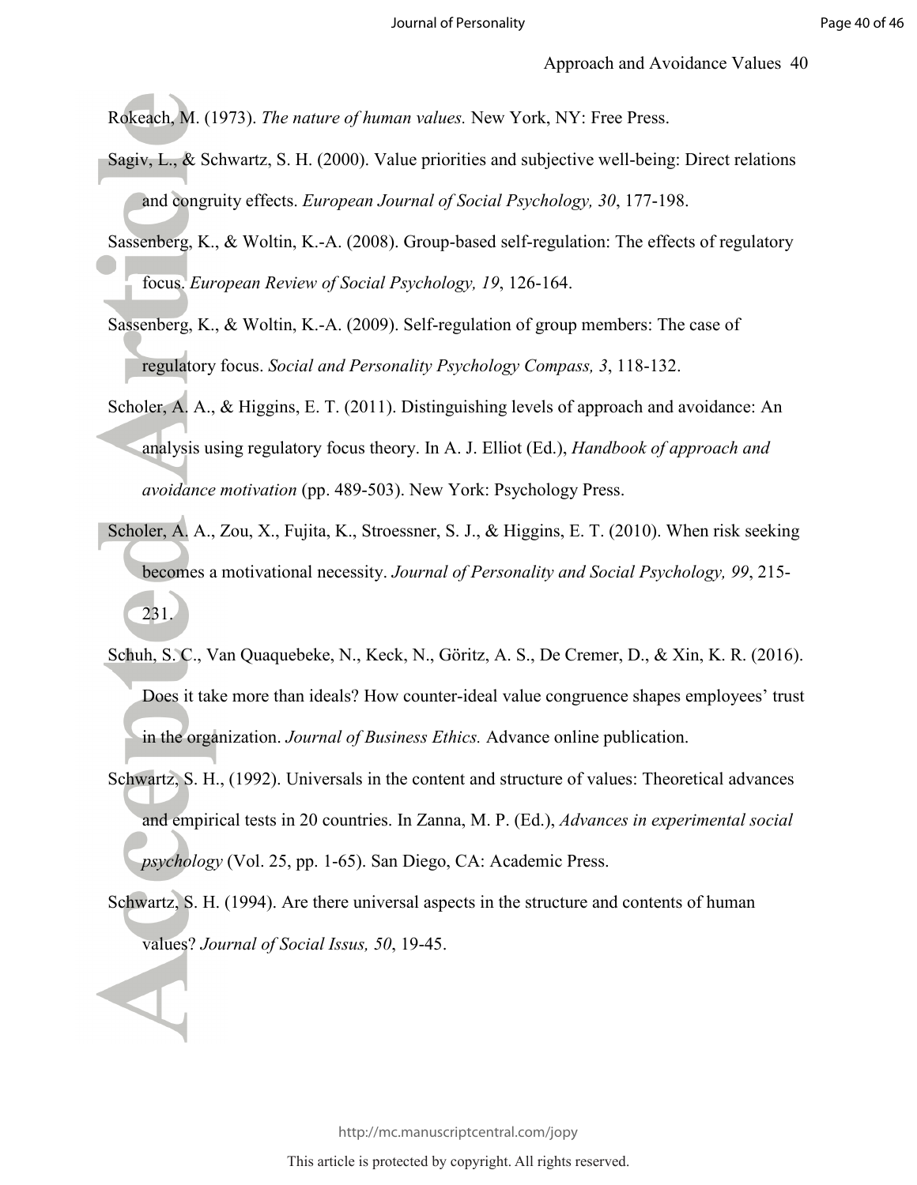Rokeach, M. (1973). *The nature of human values.* New York, NY: Free Press.

Sagiv, L., & Schwartz, S. H. (2000). Value priorities and subjective well-being: Direct relations and congruity effects. *European Journal of Social Psychology, 30*, 177-198.

Sassenberg, K., & Woltin, K.-A. (2008). Group-based self-regulation: The effects of regulatory focus. *European Review of Social Psychology, 19*, 126-164.

Sassenberg, K., & Woltin, K.-A. (2009). Self-regulation of group members: The case of regulatory focus. *Social and Personality Psychology Compass, 3*, 118-132.

Scholer, A. A., & Higgins, E. T. (2011). Distinguishing levels of approach and avoidance: An analysis using regulatory focus theory. In A. J. Elliot (Ed.), *Handbook of approach and avoidance motivation* (pp. 489-503). New York: Psychology Press.

Scholer, A. A., Zou, X., Fujita, K., Stroessner, S. J., & Higgins, E. T. (2010). When risk seeking becomes a motivational necessity. *Journal of Personality and Social Psychology, 99*, 215-231.

Schuh, S. C., Van Quaquebeke, N., Keck, N., Göritz, A. S., De Cremer, D., & Xin, K. R. (2016). Does it take more than ideals? How counter-ideal value congruence shapes employees' trust in the organization. *Journal of Business Ethics.* Advance online publication.

Schwartz, S. H., (1992). Universals in the content and structure of values: Theoretical advances and empirical tests in 20 countries. In Zanna, M. P. (Ed.), *Advances in experimental social psychology* (Vol. 25, pp. 1-65). San Diego, CA: Academic Press.

Schwartz, S. H. (1994). Are there universal aspects in the structure and contents of human values? *Journal of Social Issus, 50*, 19-45.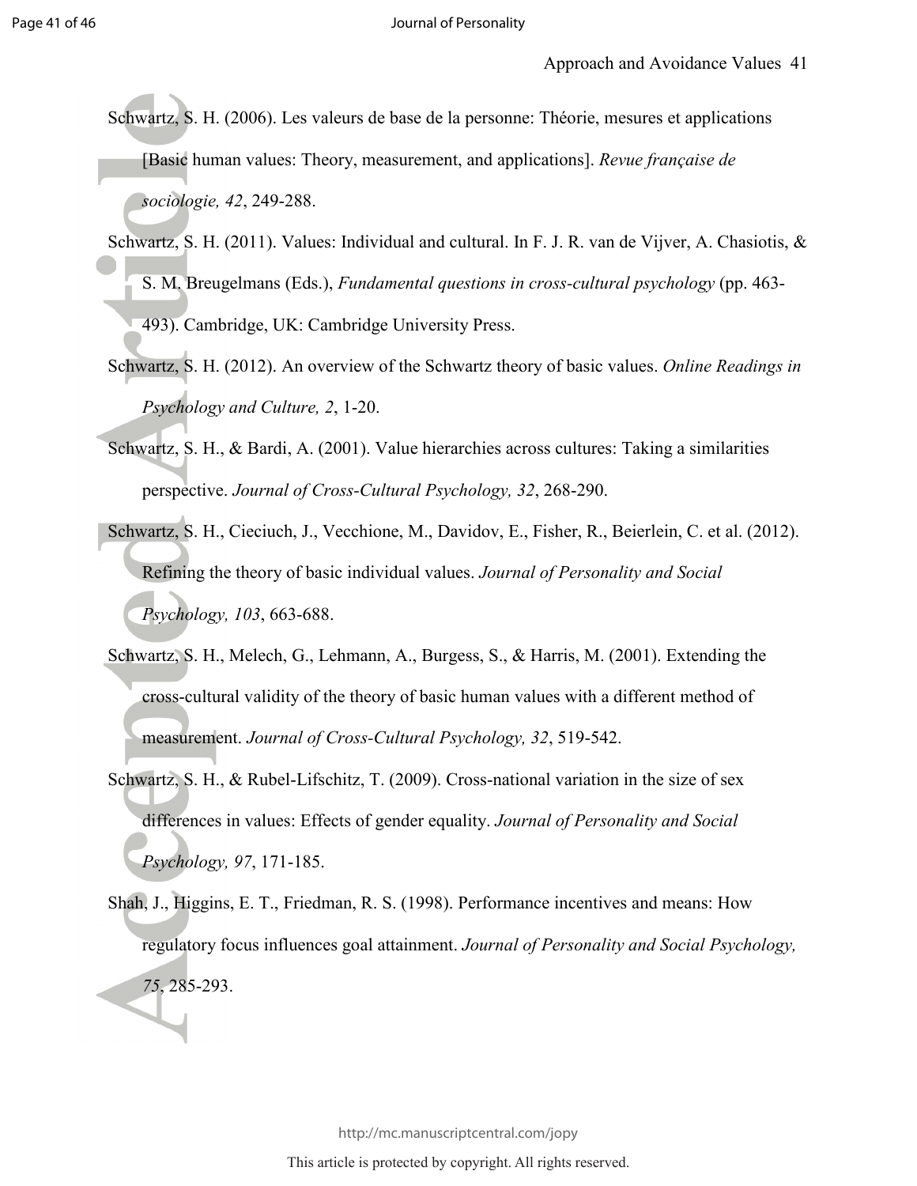Schwartz, S. H. (2006). Les valeurs de base de la personne: Théorie, mesures et applications [Basic human values: Theory, measurement, and applications]. *Revue française de sociologie, 42*, 249-288.

Schwartz, S. H. (2011). Values: Individual and cultural. In F. J. R. van de Vijver, A. Chasiotis, & S. M. Breugelmans (Eds.), *Fundamental questions in cross-cultural psychology* (pp. 463-493). Cambridge, UK: Cambridge University Press.

Schwartz, S. H. (2012). An overview of the Schwartz theory of basic values. *Online Readings in Psychology and Culture, 2*, 1-20.

Schwartz, S. H., & Bardi, A. (2001). Value hierarchies across cultures: Taking a similarities perspective. *Journal of Cross-Cultural Psychology, 32*, 268-290.

Schwartz, S. H., Cieciuch, J., Vecchione, M., Davidov, E., Fisher, R., Beierlein, C. et al. (2012). Refining the theory of basic individual values. *Journal of Personality and Social Psychology, 103*, 663-688.

Schwartz, S. H., Melech, G., Lehmann, A., Burgess, S., & Harris, M. (2001). Extending the cross-cultural validity of the theory of basic human values with a different method of measurement. *Journal of Cross-Cultural Psychology, 32*, 519-542.

Schwartz, S. H., & Rubel-Lifschitz, T. (2009). Cross-national variation in the size of sex differences in values: Effects of gender equality. *Journal of Personality and Social Psychology, 97*, 171-185.

Shah, J., Higgins, E. T., Friedman, R. S. (1998). Performance incentives and means: How regulatory focus influences goal attainment. *Journal of Personality and Social Psychology, 75*, 285-293.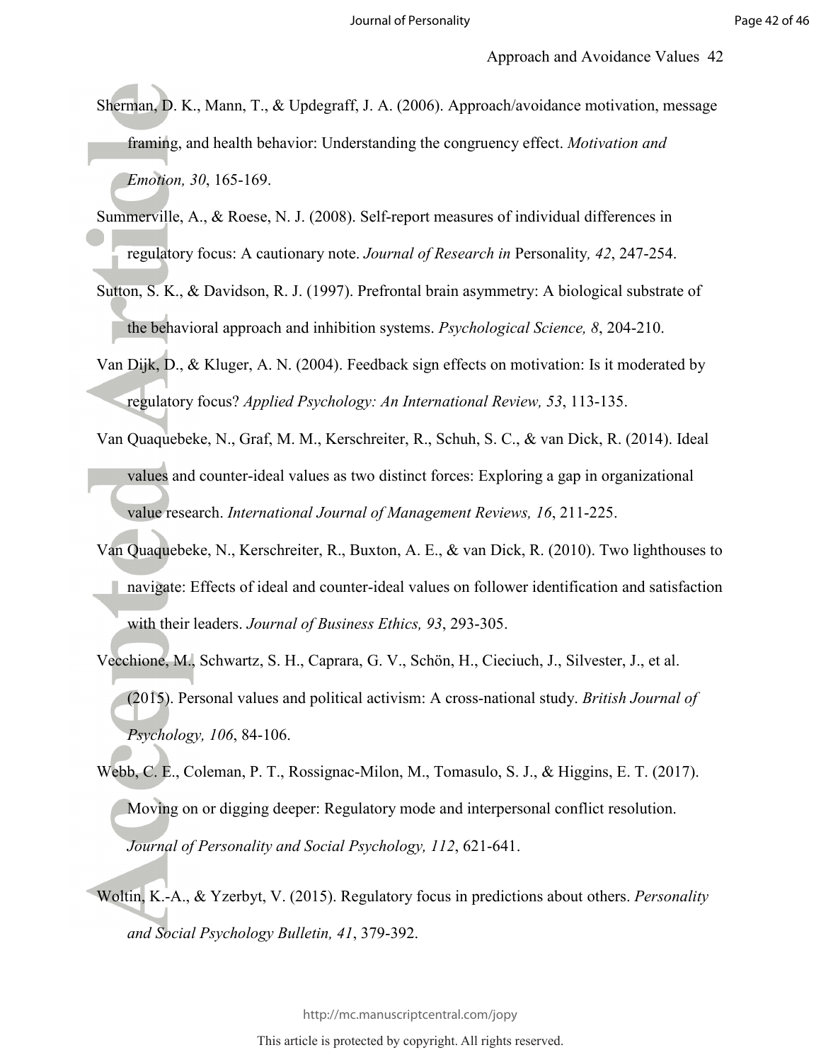Sherman, D. K., Mann, T., & Updegraff, J. A. (2006). Approach/avoidance motivation, message framing, and health behavior: Understanding the congruency effect. *Motivation and Emotion, 30*, 165-169.

Summerville, A., & Roese, N. J. (2008). Self-report measures of individual differences in regulatory focus: A cautionary note. *Journal of Research in* Personality*, 42*, 247-254.

Sutton, S. K., & Davidson, R. J. (1997). Prefrontal brain asymmetry: A biological substrate of the behavioral approach and inhibition systems. *Psychological Science, 8*, 204-210.

Van Dijk, D., & Kluger, A. N. (2004). Feedback sign effects on motivation: Is it moderated by regulatory focus? *Applied Psychology: An International Review, 53*, 113-135.

Van Quaquebeke, N., Graf, M. M., Kerschreiter, R., Schuh, S. C., & van Dick, R. (2014). Ideal values and counter-ideal values as two distinct forces: Exploring a gap in organizational value research. *International Journal of Management Reviews, 16*, 211-225.

Van Quaquebeke, N., Kerschreiter, R., Buxton, A. E., & van Dick, R. (2010). Two lighthouses to navigate: Effects of ideal and counter-ideal values on follower identification and satisfaction with their leaders. *Journal of Business Ethics, 93*, 293-305.

Vecchione, M., Schwartz, S. H., Caprara, G. V., Schön, H., Cieciuch, J., Silvester, J., et al. (2015). Personal values and political activism: A cross-national study. *British Journal of Psychology, 106*, 84-106.

Webb, C. E., Coleman, P. T., Rossignac-Milon, M., Tomasulo, S. J., & Higgins, E. T. (2017). Moving on or digging deeper: Regulatory mode and interpersonal conflict resolution. *Journal of Personality and Social Psychology, 112*, 621-641.

Woltin, K.-A., & Yzerbyt, V. (2015). Regulatory focus in predictions about others. *Personality and Social Psychology Bulletin, 41*, 379-392.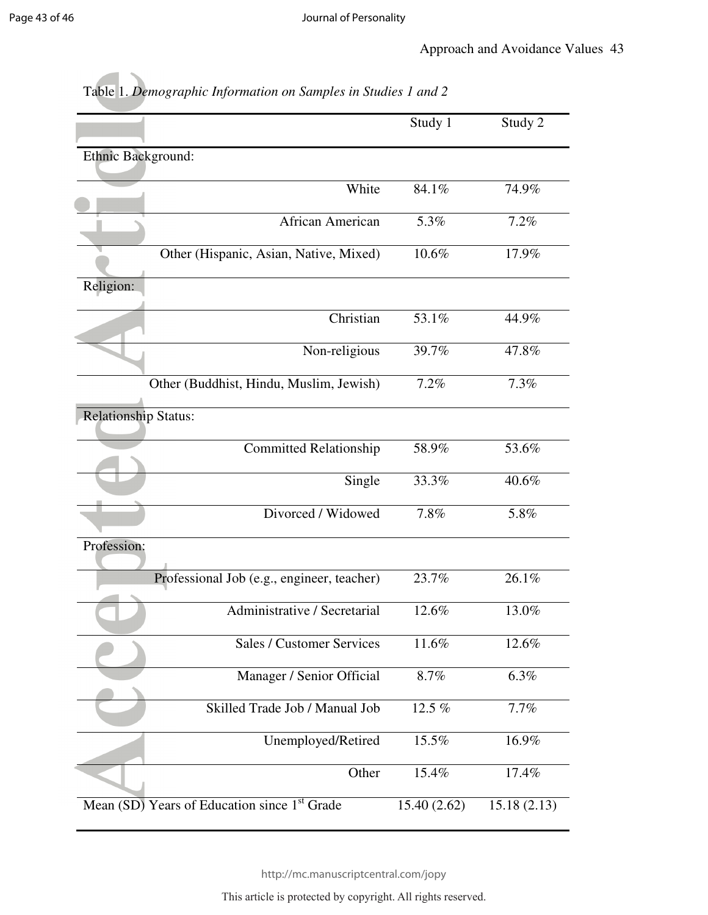Table 1. *Demographic Information on Samples in Studies 1 and 2*

| | Study 1 | Study 2 |
|---|---|---|
| Ethnic Background: | | |
| White | 84.1% | 74.9% |
| African American | 5.3% | 7.2% |
| Other (Hispanic, Asian, Native, Mixed) | 10.6% | 17.9% |
| Religion: | | |
| Christian | 53.1% | 44.9% |
| Non-religious | 39.7% | 47.8% |
| Other (Buddhist, Hindu, Muslim, Jewish) | 7.2% | 7.3% |
| Relationship Status: | | |
| Committed Relationship | 58.9% | 53.6% |
| Single | 33.3% | 40.6% |
| Divorced / Widowed | 7.8% | 5.8% |
| Profession: | | |
| Professional Job (e.g., engineer, teacher) | 23.7% | 26.1% |
| Administrative / Secretarial | 12.6% | 13.0% |
| Sales / Customer Services | 11.6% | 12.6% |
| Manager / Senior Official | 8.7% | 6.3% |
| Skilled Trade Job / Manual Job | 12.5 % | 7.7% |
| Unemployed/Retired | 15.5% | 16.9% |
| Other | 15.4% | 17.4% |
| Mean (SD) Years of Education since 1st Grade | 15.40 (2.62) | 15.18 (2.13) |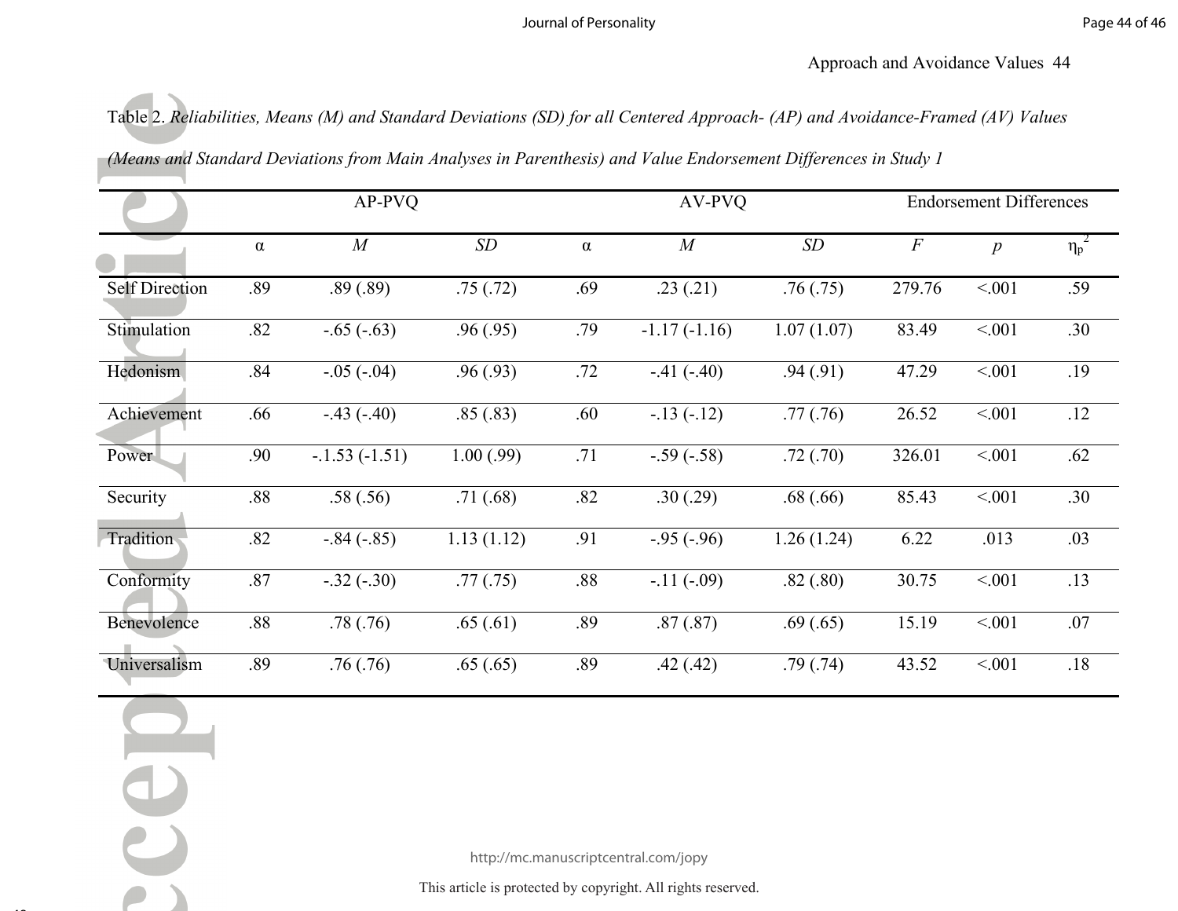Table 2. *Reliabilities, Means (M) and Standard Deviations (SD) for all Centered Approach- (AP) and Avoidance-Framed (AV) Values (Means and Standard Deviations from Main Analyses in Parenthesis) and Value Endorsement Differences in Study 1*

| | AP-PVQ | | | AV-PVQ | | | Endorsement Differences | | |
|---|---|---|---|---|---|---|---|---|---|
| | α | *M* | *SD* | α | *M* | *SD* | *F* | *p* | $\eta_p^2$ |
| Self Direction | .89 | .89 (.89) | .75 (.72) | .69 | .23 (.21) | .76 (.75) | 279.76 | <.001 | .59 |
| Stimulation | .82 | -.65 (-.63) | .96 (.95) | .79 | -1.17 (-1.16) | 1.07 (1.07) | 83.49 | <.001 | .30 |
| Hedonism | .84 | -.05 (-.04) | .96 (.93) | .72 | -.41 (-.40) | .94 (.91) | 47.29 | <.001 | .19 |
| Achievement | .66 | -.43 (-.40) | .85 (.83) | .60 | -.13 (-.12) | .77 (.76) | 26.52 | <.001 | .12 |
| Power | .90 | -.1.53 (-1.51) | 1.00 (.99) | .71 | -.59 (-.58) | .72 (.70) | 326.01 | <.001 | .62 |
| Security | .88 | .58 (.56) | .71 (.68) | .82 | .30 (.29) | .68 (.66) | 85.43 | <.001 | .30 |
| Tradition | .82 | -.84 (-.85) | 1.13 (1.12) | .91 | -.95 (-.96) | 1.26 (1.24) | 6.22 | .013 | .03 |
| Conformity | .87 | -.32 (-.30) | .77 (.75) | .88 | -.11 (-.09) | .82 (.80) | 30.75 | <.001 | .13 |
| Benevolence | .88 | .78 (.76) | .65 (.61) | .89 | .87 (.87) | .69 (.65) | 15.19 | <.001 | .07 |
| Universalism | .89 | .76 (.76) | .65 (.65) | .89 | .42 (.42) | .79 (.74) | 43.52 | <.001 | .18 |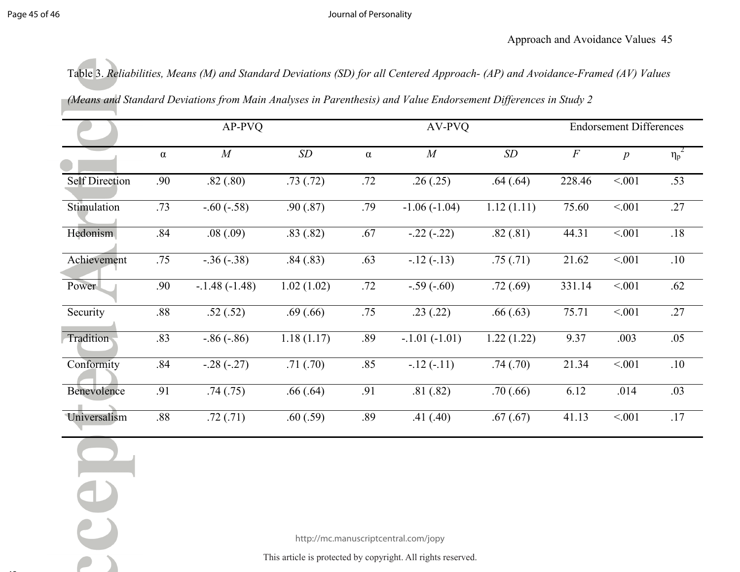Table 3. *Reliabilities, Means (M) and Standard Deviations (SD) for all Centered Approach- (AP) and Avoidance-Framed (AV) Values (Means and Standard Deviations from Main Analyses in Parenthesis) and Value Endorsement Differences in Study 2*

| | AP-PVQ | | | AV-PVQ | | | Endorsement Differences | | |
|---|---|---|---|---|---|---|---|---|---|
| | α | *M* | *SD* | α | *M* | *SD* | *F* | *p* | $\eta_p^2$ |
| Self Direction | .90 | .82 (.80) | .73 (.72) | .72 | .26 (.25) | .64 (.64) | 228.46 | <.001 | .53 |
| Stimulation | .73 | -.60 (-.58) | .90 (.87) | .79 | -1.06 (-1.04) | 1.12 (1.11) | 75.60 | <.001 | .27 |
| Hedonism | .84 | .08 (.09) | .83 (.82) | .67 | -.22 (-.22) | .82 (.81) | 44.31 | <.001 | .18 |
| Achievement | .75 | -.36 (-.38) | .84 (.83) | .63 | -.12 (-.13) | .75 (.71) | 21.62 | <.001 | .10 |
| Power | .90 | -.1.48 (-1.48) | 1.02 (1.02) | .72 | -.59 (-.60) | .72 (.69) | 331.14 | <.001 | .62 |
| Security | .88 | .52 (.52) | .69 (.66) | .75 | .23 (.22) | .66 (.63) | 75.71 | <.001 | .27 |
| Tradition | .83 | -.86 (-.86) | 1.18 (1.17) | .89 | -.1.01 (-1.01) | 1.22 (1.22) | 9.37 | .003 | .05 |
| Conformity | .84 | -.28 (-.27) | .71 (.70) | .85 | -.12 (-.11) | .74 (.70) | 21.34 | <.001 | .10 |
| Benevolence | .91 | .74 (.75) | .66 (.64) | .91 | .81 (.82) | .70 (.66) | 6.12 | .014 | .03 |
| Universalism | .88 | .72 (.71) | .60 (.59) | .89 | .41 (.40) | .67 (.67) | 41.13 | <.001 | .17 |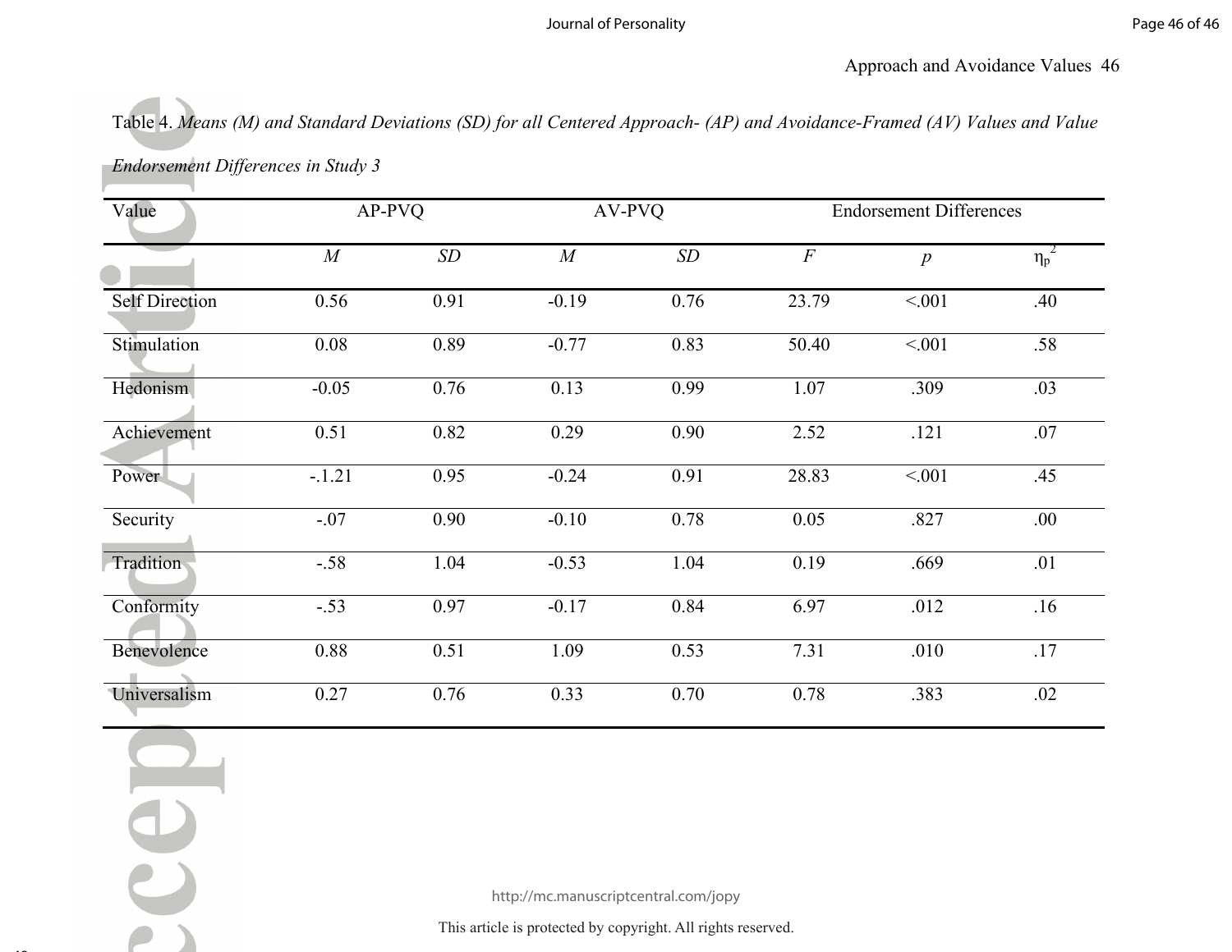Table 4. *Means (M) and Standard Deviations (SD) for all Centered Approach- (AP) and Avoidance-Framed (AV) Values and Value Endorsement Differences in Study 3*

| Value | AP-PVQ | | AV-PVQ | | Endorsement Differences | | |
|---|---|---|---|---|---|---|---|
| | *M* | *SD* | *M* | *SD* | *F* | *p* | $\eta_p^2$ |
| Self Direction | 0.56 | 0.91 | -0.19 | 0.76 | 23.79 | <.001 | .40 |
| Stimulation | 0.08 | 0.89 | -0.77 | 0.83 | 50.40 | <.001 | .58 |
| Hedonism | -0.05 | 0.76 | 0.13 | 0.99 | 1.07 | .309 | .03 |
| Achievement | 0.51 | 0.82 | 0.29 | 0.90 | 2.52 | .121 | .07 |
| Power | -.1.21 | 0.95 | -0.24 | 0.91 | 28.83 | <.001 | .45 |
| Security | -.07 | 0.90 | -0.10 | 0.78 | 0.05 | .827 | .00 |
| Tradition | -.58 | 1.04 | -0.53 | 1.04 | 0.19 | .669 | .01 |
| Conformity | -.53 | 0.97 | -0.17 | 0.84 | 6.97 | .012 | .16 |
| Benevolence | 0.88 | 0.51 | 1.09 | 0.53 | 7.31 | .010 | .17 |
| Universalism | 0.27 | 0.76 | 0.33 | 0.70 | 0.78 | .383 | .02 |